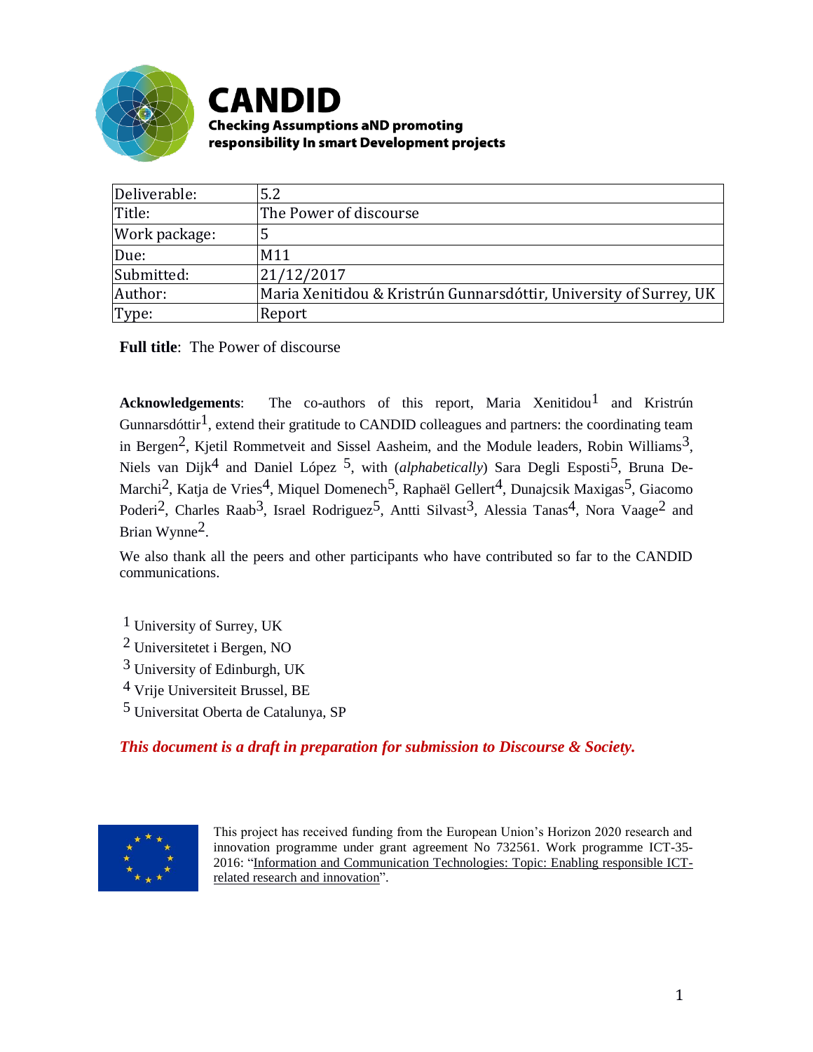# CANDID

**Checking Assumptions aND promoting responsibility In smart Development projects**

| Deliverable: | 5.2 |
| --- | --- |
| Title: | The Power of discourse |
| Work package: | 5 |
| Due: | M11 |
| Submitted: | 21/12/2017 |
| Author: | Maria Xenitidou & Kristrún Gunnarsdóttir, University of Surrey, UK |
| Type: | Report |

**Full title**: The Power of discourse

**Acknowledgements**: The co-authors of this report, Maria Xenitidou[1] and Kristrún Gunnarsdóttir[1], extend their gratitude to CANDID colleagues and partners: the coordinating team in Bergen[2], Kjetil Rommetveit and Sissel Aasheim, and the Module leaders, Robin Williams[3], Niels van Dijk[4] and Daniel López [5], with (*alphabetically*) Sara Degli Esposti[5], Bruna De-Marchi[2], Katja de Vries[4], Miquel Domenech[5], Raphaël Gellert[4], Dunajcsik Maxigas[5], Giacomo Poderi[2], Charles Raab[3], Israel Rodriguez[5], Antti Silvast[3], Alessia Tanas[4], Nora Vaage[2] and Brian Wynne[2].

We also thank all the peers and other participants who have contributed so far to the CANDID communications.

[1] University of Surrey, UK
[2] Universitetet i Bergen, NO
[3] University of Edinburgh, UK
[4] Vrije Universiteit Brussel, BE
[5] Universitat Oberta de Catalunya, SP

***This document is a draft in preparation for submission to Discourse & Society.***

This project has received funding from the European Union's Horizon 2020 research and innovation programme under grant agreement No 732561. Work programme ICT-35-2016: "Information and Communication Technologies: Topic: Enabling responsible ICT-related research and innovation".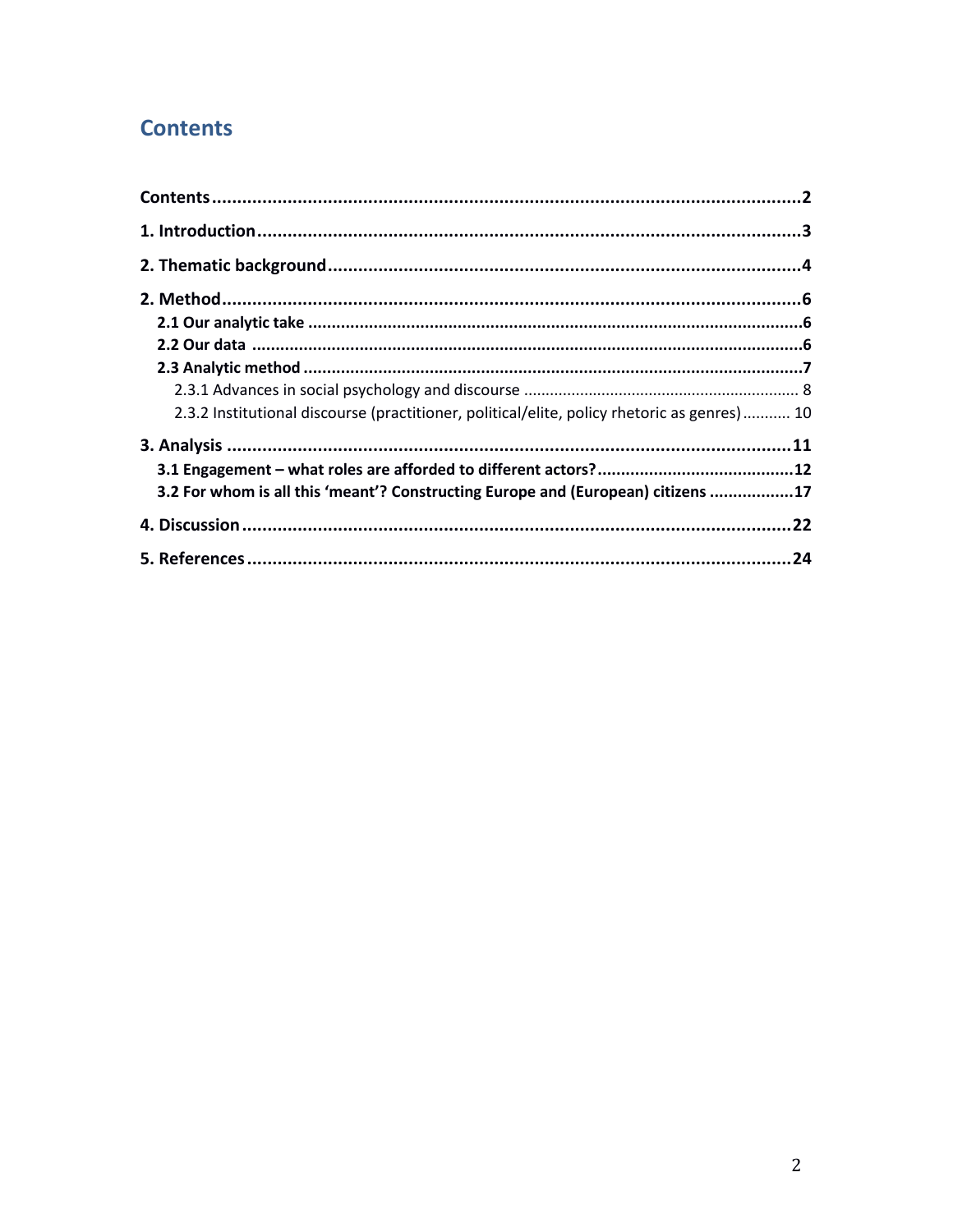# Contents

Contents .......... 2

1. Introduction .......... 3

2. Thematic background .......... 4

2. Method .......... 6

- 2.1 Our analytic take .......... 6
- 2.2 Our data .......... 6
- 2.3 Analytic method .......... 7
  - 2.3.1 Advances in social psychology and discourse .......... 8
  - 2.3.2 Institutional discourse (practitioner, political/elite, policy rhetoric as genres) .......... 10

3. Analysis .......... 11

- 3.1 Engagement – what roles are afforded to different actors? .......... 12
- 3.2 For whom is all this 'meant'? Constructing Europe and (European) citizens .......... 17

4. Discussion .......... 22

5. References .......... 24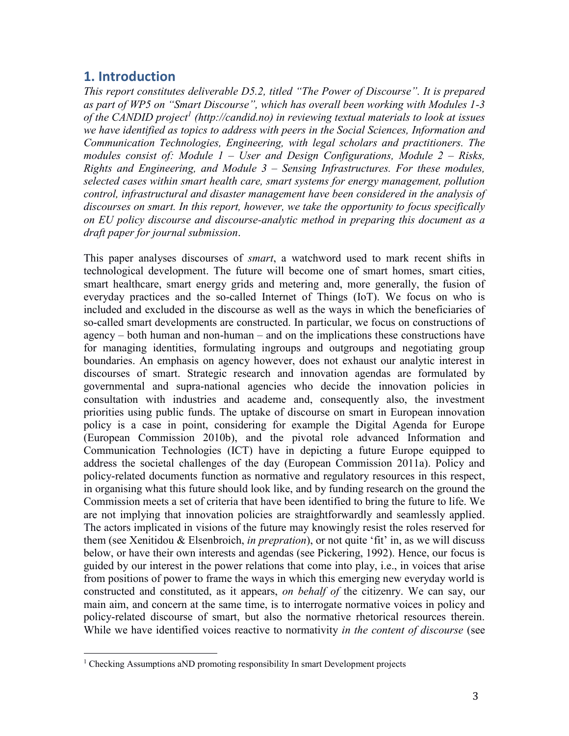## 1. Introduction

*This report constitutes deliverable D5.2, titled "The Power of Discourse". It is prepared as part of WP5 on "Smart Discourse", which has overall been working with Modules 1-3 of the CANDID project*[1] *(http://candid.no) in reviewing textual materials to look at issues we have identified as topics to address with peers in the Social Sciences, Information and Communication Technologies, Engineering, with legal scholars and practitioners. The modules consist of: Module 1 – User and Design Configurations, Module 2 – Risks, Rights and Engineering, and Module 3 – Sensing Infrastructures. For these modules, selected cases within smart health care, smart systems for energy management, pollution control, infrastructural and disaster management have been considered in the analysis of discourses on smart. In this report, however, we take the opportunity to focus specifically on EU policy discourse and discourse-analytic method in preparing this document as a draft paper for journal submission*.

This paper analyses discourses of *smart*, a watchword used to mark recent shifts in technological development. The future will become one of smart homes, smart cities, smart healthcare, smart energy grids and metering and, more generally, the fusion of everyday practices and the so-called Internet of Things (IoT). We focus on who is included and excluded in the discourse as well as the ways in which the beneficiaries of so-called smart developments are constructed. In particular, we focus on constructions of agency – both human and non-human – and on the implications these constructions have for managing identities, formulating ingroups and outgroups and negotiating group boundaries. An emphasis on agency however, does not exhaust our analytic interest in discourses of smart. Strategic research and innovation agendas are formulated by governmental and supra-national agencies who decide the innovation policies in consultation with industries and academe and, consequently also, the investment priorities using public funds. The uptake of discourse on smart in European innovation policy is a case in point, considering for example the Digital Agenda for Europe (European Commission 2010b), and the pivotal role advanced Information and Communication Technologies (ICT) have in depicting a future Europe equipped to address the societal challenges of the day (European Commission 2011a). Policy and policy-related documents function as normative and regulatory resources in this respect, in organising what this future should look like, and by funding research on the ground the Commission meets a set of criteria that have been identified to bring the future to life. We are not implying that innovation policies are straightforwardly and seamlessly applied. The actors implicated in visions of the future may knowingly resist the roles reserved for them (see Xenitidou & Elsenbroich, *in prepration*), or not quite 'fit' in, as we will discuss below, or have their own interests and agendas (see Pickering, 1992). Hence, our focus is guided by our interest in the power relations that come into play, i.e., in voices that arise from positions of power to frame the ways in which this emerging new everyday world is constructed and constituted, as it appears, *on behalf of* the citizenry. We can say, our main aim, and concern at the same time, is to interrogate normative voices in policy and policy-related discourse of smart, but also the normative rhetorical resources therein. While we have identified voices reactive to normativity *in the content of discourse* (see

[1] Checking Assumptions aND promoting responsibility In smart Development projects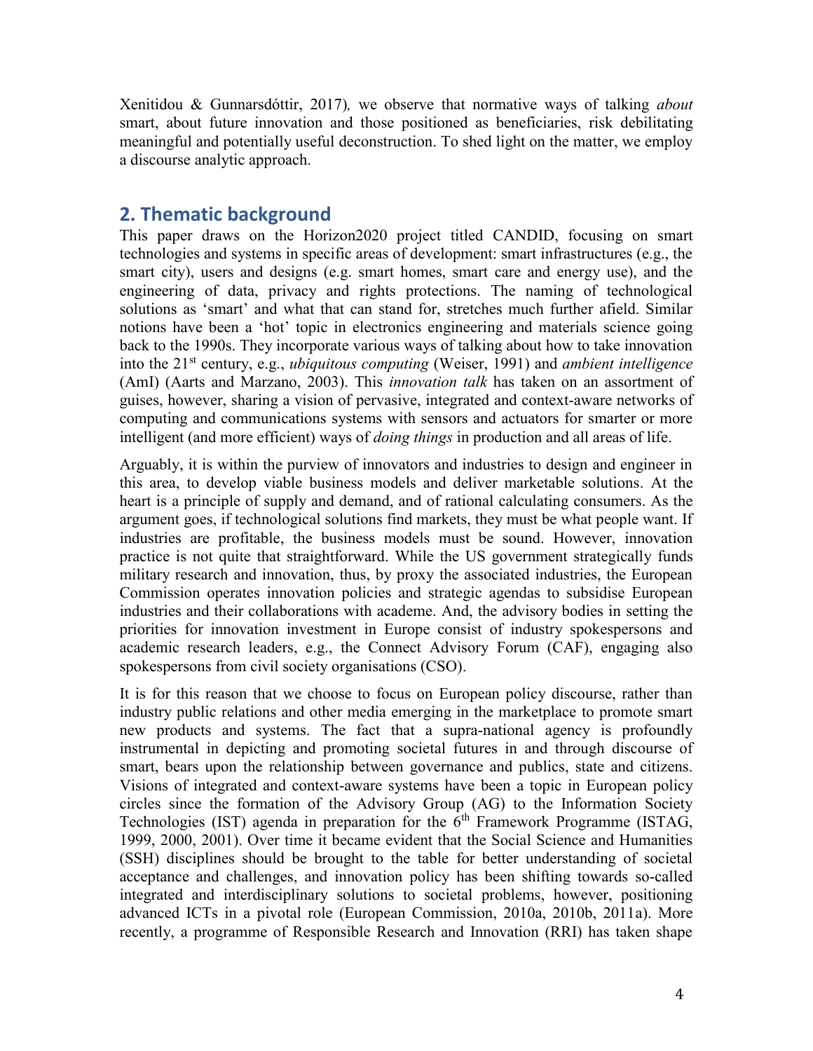Xenitidou & Gunnarsdóttir, 2017)*,* we observe that normative ways of talking *about* smart, about future innovation and those positioned as beneficiaries, risk debilitating meaningful and potentially useful deconstruction. To shed light on the matter, we employ a discourse analytic approach.

## 2. Thematic background

This paper draws on the Horizon2020 project titled CANDID, focusing on smart technologies and systems in specific areas of development: smart infrastructures (e.g., the smart city), users and designs (e.g. smart homes, smart care and energy use), and the engineering of data, privacy and rights protections. The naming of technological solutions as 'smart' and what that can stand for, stretches much further afield. Similar notions have been a 'hot' topic in electronics engineering and materials science going back to the 1990s. They incorporate various ways of talking about how to take innovation into the 21st century, e.g., *ubiquitous computing* (Weiser, 1991) and *ambient intelligence* (AmI) (Aarts and Marzano, 2003). This *innovation talk* has taken on an assortment of guises, however, sharing a vision of pervasive, integrated and context-aware networks of computing and communications systems with sensors and actuators for smarter or more intelligent (and more efficient) ways of *doing things* in production and all areas of life.

Arguably, it is within the purview of innovators and industries to design and engineer in this area, to develop viable business models and deliver marketable solutions. At the heart is a principle of supply and demand, and of rational calculating consumers. As the argument goes, if technological solutions find markets, they must be what people want. If industries are profitable, the business models must be sound. However, innovation practice is not quite that straightforward. While the US government strategically funds military research and innovation, thus, by proxy the associated industries, the European Commission operates innovation policies and strategic agendas to subsidise European industries and their collaborations with academe. And, the advisory bodies in setting the priorities for innovation investment in Europe consist of industry spokespersons and academic research leaders, e.g., the Connect Advisory Forum (CAF), engaging also spokespersons from civil society organisations (CSO).

It is for this reason that we choose to focus on European policy discourse, rather than industry public relations and other media emerging in the marketplace to promote smart new products and systems. The fact that a supra-national agency is profoundly instrumental in depicting and promoting societal futures in and through discourse of smart, bears upon the relationship between governance and publics, state and citizens. Visions of integrated and context-aware systems have been a topic in European policy circles since the formation of the Advisory Group (AG) to the Information Society Technologies (IST) agenda in preparation for the 6th Framework Programme (ISTAG, 1999, 2000, 2001). Over time it became evident that the Social Science and Humanities (SSH) disciplines should be brought to the table for better understanding of societal acceptance and challenges, and innovation policy has been shifting towards so-called integrated and interdisciplinary solutions to societal problems, however, positioning advanced ICTs in a pivotal role (European Commission, 2010a, 2010b, 2011a). More recently, a programme of Responsible Research and Innovation (RRI) has taken shape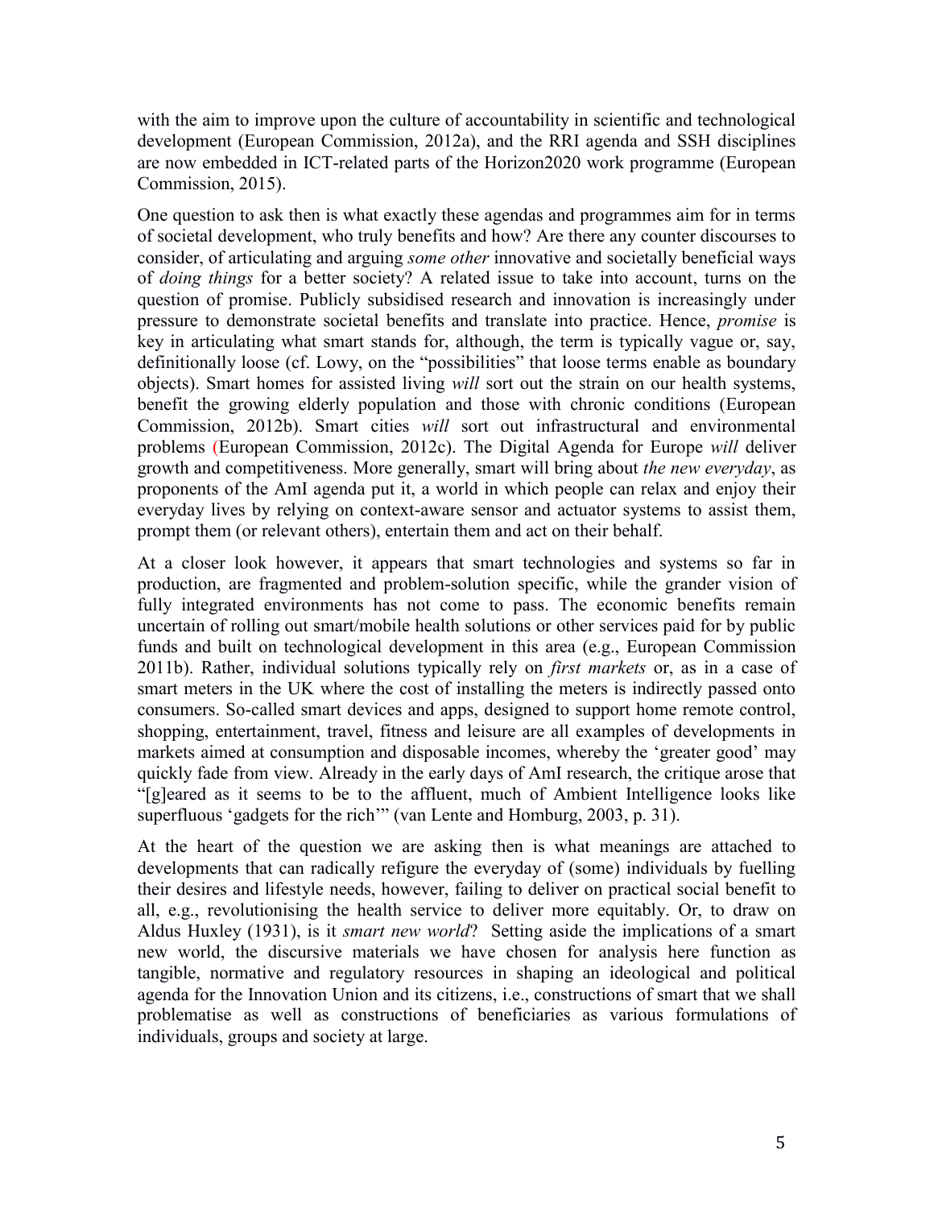with the aim to improve upon the culture of accountability in scientific and technological development (European Commission, 2012a), and the RRI agenda and SSH disciplines are now embedded in ICT-related parts of the Horizon2020 work programme (European Commission, 2015).

One question to ask then is what exactly these agendas and programmes aim for in terms of societal development, who truly benefits and how? Are there any counter discourses to consider, of articulating and arguing *some other* innovative and societally beneficial ways of *doing things* for a better society? A related issue to take into account, turns on the question of promise. Publicly subsidised research and innovation is increasingly under pressure to demonstrate societal benefits and translate into practice. Hence, *promise* is key in articulating what smart stands for, although, the term is typically vague or, say, definitionally loose (cf. Lowy, on the "possibilities" that loose terms enable as boundary objects). Smart homes for assisted living *will* sort out the strain on our health systems, benefit the growing elderly population and those with chronic conditions (European Commission, 2012b). Smart cities *will* sort out infrastructural and environmental problems (European Commission, 2012c). The Digital Agenda for Europe *will* deliver growth and competitiveness. More generally, smart will bring about *the new everyday*, as proponents of the AmI agenda put it, a world in which people can relax and enjoy their everyday lives by relying on context-aware sensor and actuator systems to assist them, prompt them (or relevant others), entertain them and act on their behalf.

At a closer look however, it appears that smart technologies and systems so far in production, are fragmented and problem-solution specific, while the grander vision of fully integrated environments has not come to pass. The economic benefits remain uncertain of rolling out smart/mobile health solutions or other services paid for by public funds and built on technological development in this area (e.g., European Commission 2011b). Rather, individual solutions typically rely on *first markets* or, as in a case of smart meters in the UK where the cost of installing the meters is indirectly passed onto consumers. So-called smart devices and apps, designed to support home remote control, shopping, entertainment, travel, fitness and leisure are all examples of developments in markets aimed at consumption and disposable incomes, whereby the 'greater good' may quickly fade from view. Already in the early days of AmI research, the critique arose that "[g]eared as it seems to be to the affluent, much of Ambient Intelligence looks like superfluous 'gadgets for the rich'" (van Lente and Homburg, 2003, p. 31).

At the heart of the question we are asking then is what meanings are attached to developments that can radically refigure the everyday of (some) individuals by fuelling their desires and lifestyle needs, however, failing to deliver on practical social benefit to all, e.g., revolutionising the health service to deliver more equitably. Or, to draw on Aldus Huxley (1931), is it *smart new world*? Setting aside the implications of a smart new world, the discursive materials we have chosen for analysis here function as tangible, normative and regulatory resources in shaping an ideological and political agenda for the Innovation Union and its citizens, i.e., constructions of smart that we shall problematise as well as constructions of beneficiaries as various formulations of individuals, groups and society at large.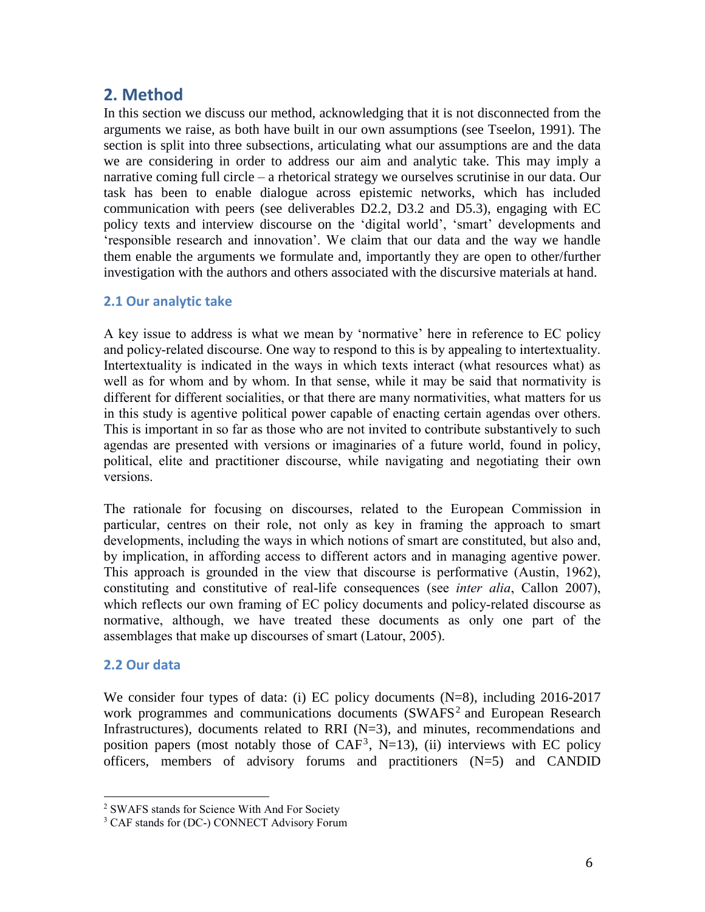## 2. Method

In this section we discuss our method, acknowledging that it is not disconnected from the arguments we raise, as both have built in our own assumptions (see Tseelon, 1991). The section is split into three subsections, articulating what our assumptions are and the data we are considering in order to address our aim and analytic take. This may imply a narrative coming full circle – a rhetorical strategy we ourselves scrutinise in our data. Our task has been to enable dialogue across epistemic networks, which has included communication with peers (see deliverables D2.2, D3.2 and D5.3), engaging with EC policy texts and interview discourse on the 'digital world', 'smart' developments and 'responsible research and innovation'. We claim that our data and the way we handle them enable the arguments we formulate and, importantly they are open to other/further investigation with the authors and others associated with the discursive materials at hand.

### 2.1 Our analytic take

A key issue to address is what we mean by 'normative' here in reference to EC policy and policy-related discourse. One way to respond to this is by appealing to intertextuality. Intertextuality is indicated in the ways in which texts interact (what resources what) as well as for whom and by whom. In that sense, while it may be said that normativity is different for different socialities, or that there are many normativities, what matters for us in this study is agentive political power capable of enacting certain agendas over others. This is important in so far as those who are not invited to contribute substantively to such agendas are presented with versions or imaginaries of a future world, found in policy, political, elite and practitioner discourse, while navigating and negotiating their own versions.

The rationale for focusing on discourses, related to the European Commission in particular, centres on their role, not only as key in framing the approach to smart developments, including the ways in which notions of smart are constituted, but also and, by implication, in affording access to different actors and in managing agentive power. This approach is grounded in the view that discourse is performative (Austin, 1962), constituting and constitutive of real-life consequences (see *inter alia*, Callon 2007), which reflects our own framing of EC policy documents and policy-related discourse as normative, although, we have treated these documents as only one part of the assemblages that make up discourses of smart (Latour, 2005).

### 2.2 Our data

We consider four types of data: (i) EC policy documents (N=8), including 2016-2017 work programmes and communications documents (SWAFS[2] and European Research Infrastructures), documents related to RRI (N=3), and minutes, recommendations and position papers (most notably those of CAF[3], N=13), (ii) interviews with EC policy officers, members of advisory forums and practitioners (N=5) and CANDID

---

[2] SWAFS stands for Science With And For Society

[3] CAF stands for (DC-) CONNECT Advisory Forum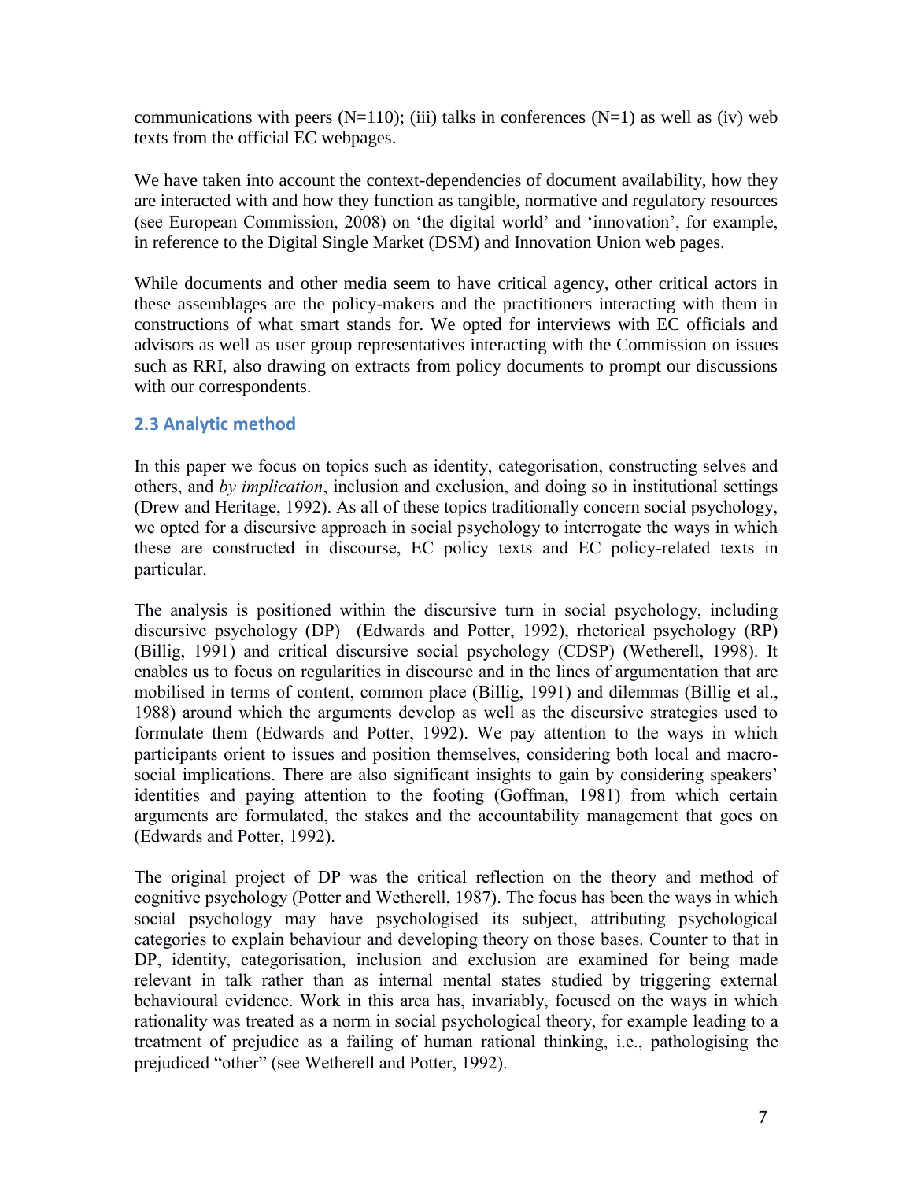communications with peers (N=110); (iii) talks in conferences (N=1) as well as (iv) web texts from the official EC webpages.

We have taken into account the context-dependencies of document availability, how they are interacted with and how they function as tangible, normative and regulatory resources (see European Commission, 2008) on 'the digital world' and 'innovation', for example, in reference to the Digital Single Market (DSM) and Innovation Union web pages.

While documents and other media seem to have critical agency, other critical actors in these assemblages are the policy-makers and the practitioners interacting with them in constructions of what smart stands for. We opted for interviews with EC officials and advisors as well as user group representatives interacting with the Commission on issues such as RRI, also drawing on extracts from policy documents to prompt our discussions with our correspondents.

### 2.3 Analytic method

In this paper we focus on topics such as identity, categorisation, constructing selves and others, and *by implication*, inclusion and exclusion, and doing so in institutional settings (Drew and Heritage, 1992). As all of these topics traditionally concern social psychology, we opted for a discursive approach in social psychology to interrogate the ways in which these are constructed in discourse, EC policy texts and EC policy-related texts in particular.

The analysis is positioned within the discursive turn in social psychology, including discursive psychology (DP) (Edwards and Potter, 1992), rhetorical psychology (RP) (Billig, 1991) and critical discursive social psychology (CDSP) (Wetherell, 1998). It enables us to focus on regularities in discourse and in the lines of argumentation that are mobilised in terms of content, common place (Billig, 1991) and dilemmas (Billig et al., 1988) around which the arguments develop as well as the discursive strategies used to formulate them (Edwards and Potter, 1992). We pay attention to the ways in which participants orient to issues and position themselves, considering both local and macro-social implications. There are also significant insights to gain by considering speakers' identities and paying attention to the footing (Goffman, 1981) from which certain arguments are formulated, the stakes and the accountability management that goes on (Edwards and Potter, 1992).

The original project of DP was the critical reflection on the theory and method of cognitive psychology (Potter and Wetherell, 1987). The focus has been the ways in which social psychology may have psychologised its subject, attributing psychological categories to explain behaviour and developing theory on those bases. Counter to that in DP, identity, categorisation, inclusion and exclusion are examined for being made relevant in talk rather than as internal mental states studied by triggering external behavioural evidence. Work in this area has, invariably, focused on the ways in which rationality was treated as a norm in social psychological theory, for example leading to a treatment of prejudice as a failing of human rational thinking, i.e., pathologising the prejudiced "other" (see Wetherell and Potter, 1992).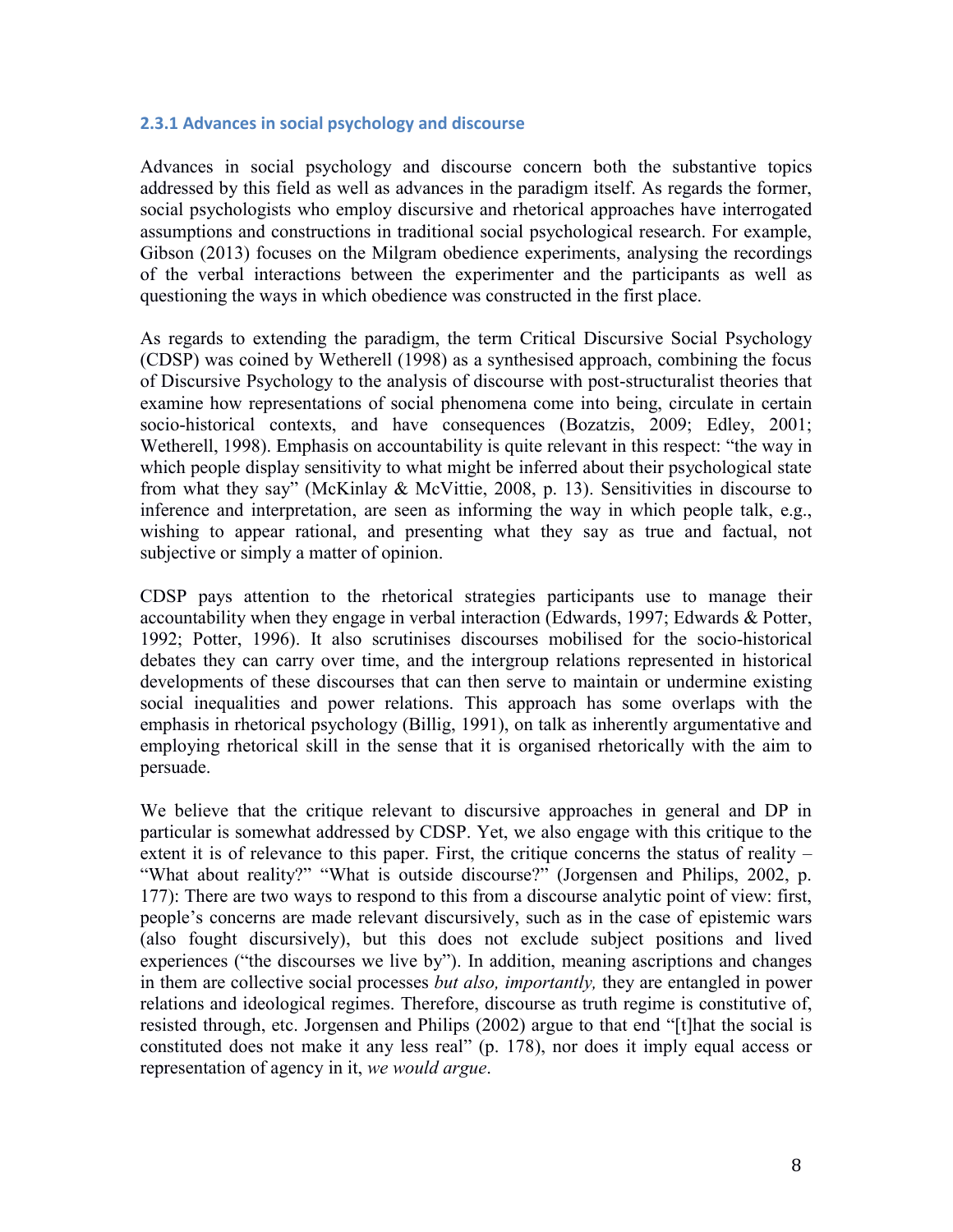### 2.3.1 Advances in social psychology and discourse

Advances in social psychology and discourse concern both the substantive topics addressed by this field as well as advances in the paradigm itself. As regards the former, social psychologists who employ discursive and rhetorical approaches have interrogated assumptions and constructions in traditional social psychological research. For example, Gibson (2013) focuses on the Milgram obedience experiments, analysing the recordings of the verbal interactions between the experimenter and the participants as well as questioning the ways in which obedience was constructed in the first place.

As regards to extending the paradigm, the term Critical Discursive Social Psychology (CDSP) was coined by Wetherell (1998) as a synthesised approach, combining the focus of Discursive Psychology to the analysis of discourse with post-structuralist theories that examine how representations of social phenomena come into being, circulate in certain socio-historical contexts, and have consequences (Bozatzis, 2009; Edley, 2001; Wetherell, 1998). Emphasis on accountability is quite relevant in this respect: "the way in which people display sensitivity to what might be inferred about their psychological state from what they say" (McKinlay & McVittie, 2008, p. 13). Sensitivities in discourse to inference and interpretation, are seen as informing the way in which people talk, e.g., wishing to appear rational, and presenting what they say as true and factual, not subjective or simply a matter of opinion.

CDSP pays attention to the rhetorical strategies participants use to manage their accountability when they engage in verbal interaction (Edwards, 1997; Edwards & Potter, 1992; Potter, 1996). It also scrutinises discourses mobilised for the socio-historical debates they can carry over time, and the intergroup relations represented in historical developments of these discourses that can then serve to maintain or undermine existing social inequalities and power relations. This approach has some overlaps with the emphasis in rhetorical psychology (Billig, 1991), on talk as inherently argumentative and employing rhetorical skill in the sense that it is organised rhetorically with the aim to persuade.

We believe that the critique relevant to discursive approaches in general and DP in particular is somewhat addressed by CDSP. Yet, we also engage with this critique to the extent it is of relevance to this paper. First, the critique concerns the status of reality – "What about reality?" "What is outside discourse?" (Jorgensen and Philips, 2002, p. 177): There are two ways to respond to this from a discourse analytic point of view: first, people's concerns are made relevant discursively, such as in the case of epistemic wars (also fought discursively), but this does not exclude subject positions and lived experiences ("the discourses we live by"). In addition, meaning ascriptions and changes in them are collective social processes *but also, importantly,* they are entangled in power relations and ideological regimes. Therefore, discourse as truth regime is constitutive of, resisted through, etc. Jorgensen and Philips (2002) argue to that end "[t]hat the social is constituted does not make it any less real" (p. 178), nor does it imply equal access or representation of agency in it, *we would argue*.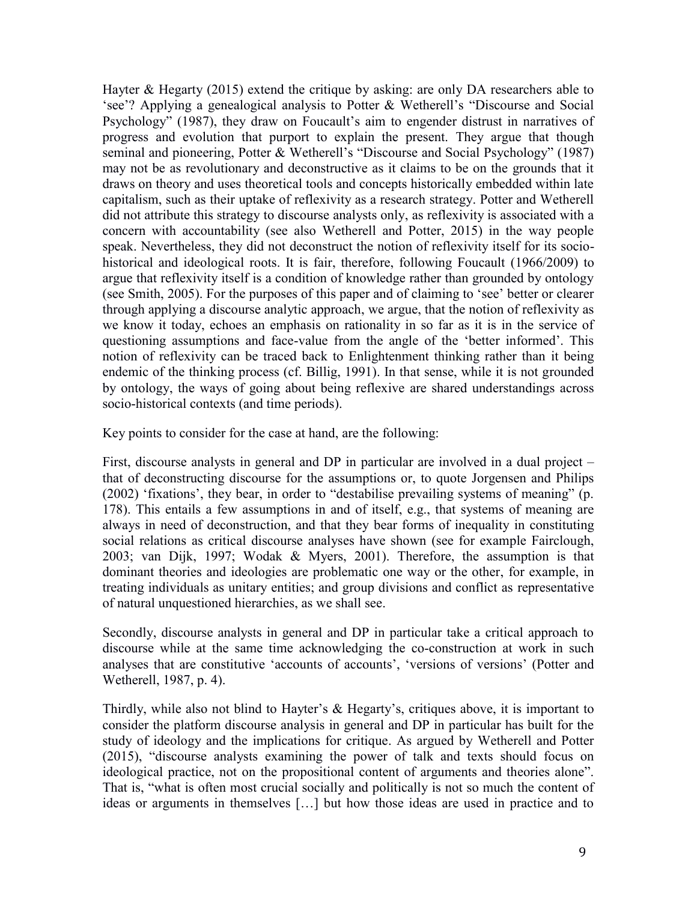Hayter & Hegarty (2015) extend the critique by asking: are only DA researchers able to 'see'? Applying a genealogical analysis to Potter & Wetherell's "Discourse and Social Psychology" (1987), they draw on Foucault's aim to engender distrust in narratives of progress and evolution that purport to explain the present. They argue that though seminal and pioneering, Potter & Wetherell's "Discourse and Social Psychology" (1987) may not be as revolutionary and deconstructive as it claims to be on the grounds that it draws on theory and uses theoretical tools and concepts historically embedded within late capitalism, such as their uptake of reflexivity as a research strategy. Potter and Wetherell did not attribute this strategy to discourse analysts only, as reflexivity is associated with a concern with accountability (see also Wetherell and Potter, 2015) in the way people speak. Nevertheless, they did not deconstruct the notion of reflexivity itself for its socio-historical and ideological roots. It is fair, therefore, following Foucault (1966/2009) to argue that reflexivity itself is a condition of knowledge rather than grounded by ontology (see Smith, 2005). For the purposes of this paper and of claiming to 'see' better or clearer through applying a discourse analytic approach, we argue, that the notion of reflexivity as we know it today, echoes an emphasis on rationality in so far as it is in the service of questioning assumptions and face-value from the angle of the 'better informed'. This notion of reflexivity can be traced back to Enlightenment thinking rather than it being endemic of the thinking process (cf. Billig, 1991). In that sense, while it is not grounded by ontology, the ways of going about being reflexive are shared understandings across socio-historical contexts (and time periods).

Key points to consider for the case at hand, are the following:

First, discourse analysts in general and DP in particular are involved in a dual project – that of deconstructing discourse for the assumptions or, to quote Jorgensen and Philips (2002) 'fixations', they bear, in order to "destabilise prevailing systems of meaning" (p. 178). This entails a few assumptions in and of itself, e.g., that systems of meaning are always in need of deconstruction, and that they bear forms of inequality in constituting social relations as critical discourse analyses have shown (see for example Fairclough, 2003; van Dijk, 1997; Wodak & Myers, 2001). Therefore, the assumption is that dominant theories and ideologies are problematic one way or the other, for example, in treating individuals as unitary entities; and group divisions and conflict as representative of natural unquestioned hierarchies, as we shall see.

Secondly, discourse analysts in general and DP in particular take a critical approach to discourse while at the same time acknowledging the co-construction at work in such analyses that are constitutive 'accounts of accounts', 'versions of versions' (Potter and Wetherell, 1987, p. 4).

Thirdly, while also not blind to Hayter's & Hegarty's, critiques above, it is important to consider the platform discourse analysis in general and DP in particular has built for the study of ideology and the implications for critique. As argued by Wetherell and Potter (2015), "discourse analysts examining the power of talk and texts should focus on ideological practice, not on the propositional content of arguments and theories alone". That is, "what is often most crucial socially and politically is not so much the content of ideas or arguments in themselves […] but how those ideas are used in practice and to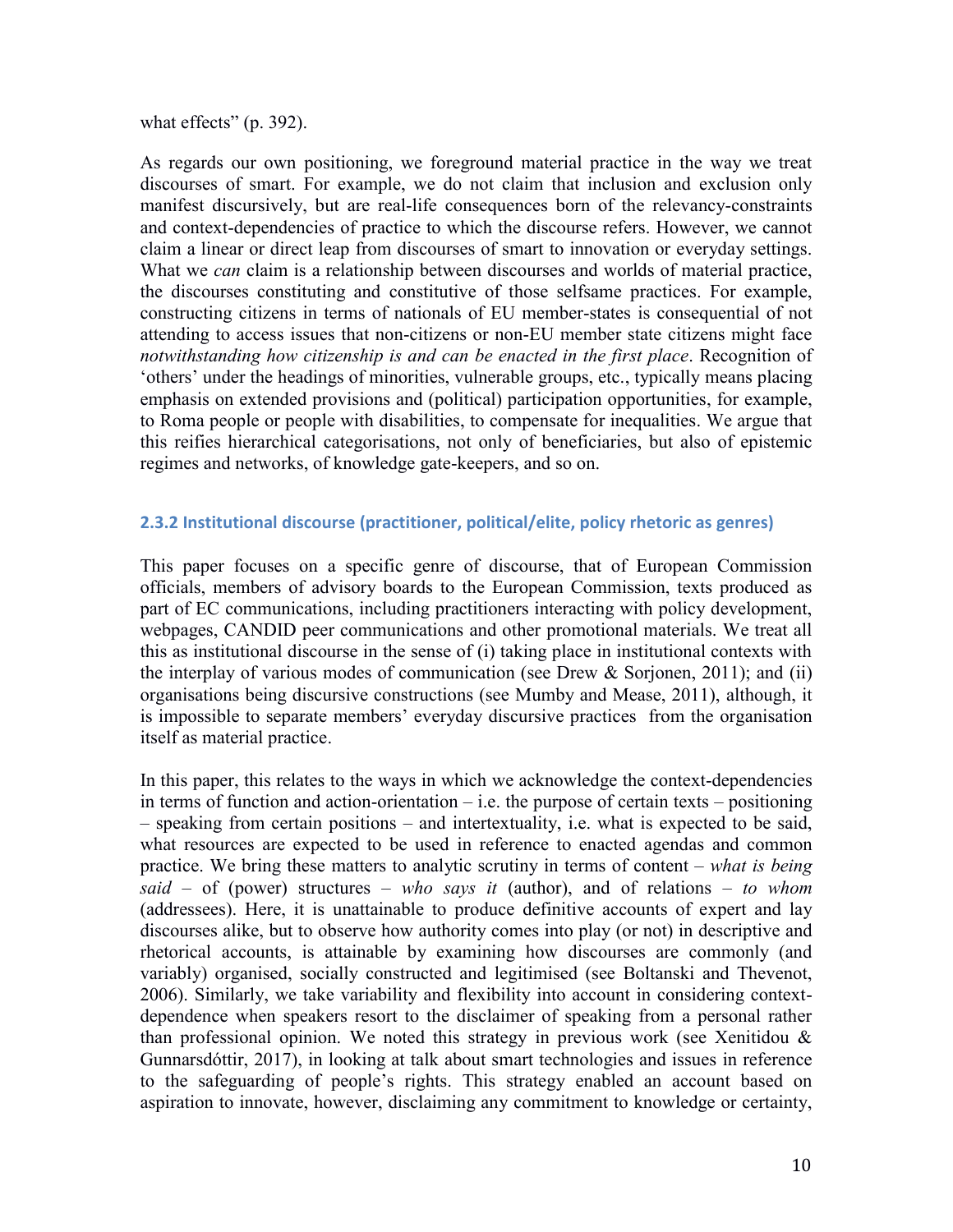what effects" (p. 392).

As regards our own positioning, we foreground material practice in the way we treat discourses of smart. For example, we do not claim that inclusion and exclusion only manifest discursively, but are real-life consequences born of the relevancy-constraints and context-dependencies of practice to which the discourse refers. However, we cannot claim a linear or direct leap from discourses of smart to innovation or everyday settings. What we *can* claim is a relationship between discourses and worlds of material practice, the discourses constituting and constitutive of those selfsame practices. For example, constructing citizens in terms of nationals of EU member-states is consequential of not attending to access issues that non-citizens or non-EU member state citizens might face *notwithstanding how citizenship is and can be enacted in the first place*. Recognition of 'others' under the headings of minorities, vulnerable groups, etc., typically means placing emphasis on extended provisions and (political) participation opportunities, for example, to Roma people or people with disabilities, to compensate for inequalities. We argue that this reifies hierarchical categorisations, not only of beneficiaries, but also of epistemic regimes and networks, of knowledge gate-keepers, and so on.

### 2.3.2 Institutional discourse (practitioner, political/elite, policy rhetoric as genres)

This paper focuses on a specific genre of discourse, that of European Commission officials, members of advisory boards to the European Commission, texts produced as part of EC communications, including practitioners interacting with policy development, webpages, CANDID peer communications and other promotional materials. We treat all this as institutional discourse in the sense of (i) taking place in institutional contexts with the interplay of various modes of communication (see Drew & Sorjonen, 2011); and (ii) organisations being discursive constructions (see Mumby and Mease, 2011), although, it is impossible to separate members' everyday discursive practices from the organisation itself as material practice.

In this paper, this relates to the ways in which we acknowledge the context-dependencies in terms of function and action-orientation – i.e. the purpose of certain texts – positioning – speaking from certain positions – and intertextuality, i.e. what is expected to be said, what resources are expected to be used in reference to enacted agendas and common practice. We bring these matters to analytic scrutiny in terms of content – *what is being said* – of (power) structures – *who says it* (author), and of relations – *to whom* (addressees). Here, it is unattainable to produce definitive accounts of expert and lay discourses alike, but to observe how authority comes into play (or not) in descriptive and rhetorical accounts, is attainable by examining how discourses are commonly (and variably) organised, socially constructed and legitimised (see Boltanski and Thevenot, 2006). Similarly, we take variability and flexibility into account in considering context-dependence when speakers resort to the disclaimer of speaking from a personal rather than professional opinion. We noted this strategy in previous work (see Xenitidou & Gunnarsdóttir, 2017), in looking at talk about smart technologies and issues in reference to the safeguarding of people's rights. This strategy enabled an account based on aspiration to innovate, however, disclaiming any commitment to knowledge or certainty,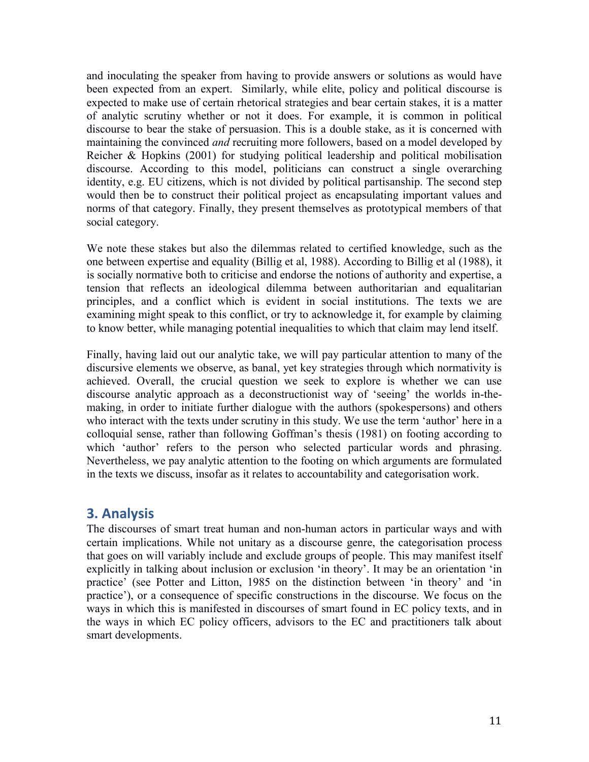and inoculating the speaker from having to provide answers or solutions as would have been expected from an expert. Similarly, while elite, policy and political discourse is expected to make use of certain rhetorical strategies and bear certain stakes, it is a matter of analytic scrutiny whether or not it does. For example, it is common in political discourse to bear the stake of persuasion. This is a double stake, as it is concerned with maintaining the convinced *and* recruiting more followers, based on a model developed by Reicher & Hopkins (2001) for studying political leadership and political mobilisation discourse. According to this model, politicians can construct a single overarching identity, e.g. EU citizens, which is not divided by political partisanship. The second step would then be to construct their political project as encapsulating important values and norms of that category. Finally, they present themselves as prototypical members of that social category.

We note these stakes but also the dilemmas related to certified knowledge, such as the one between expertise and equality (Billig et al, 1988). According to Billig et al (1988), it is socially normative both to criticise and endorse the notions of authority and expertise, a tension that reflects an ideological dilemma between authoritarian and equalitarian principles, and a conflict which is evident in social institutions. The texts we are examining might speak to this conflict, or try to acknowledge it, for example by claiming to know better, while managing potential inequalities to which that claim may lend itself.

Finally, having laid out our analytic take, we will pay particular attention to many of the discursive elements we observe, as banal, yet key strategies through which normativity is achieved. Overall, the crucial question we seek to explore is whether we can use discourse analytic approach as a deconstructionist way of 'seeing' the worlds in-the-making, in order to initiate further dialogue with the authors (spokespersons) and others who interact with the texts under scrutiny in this study. We use the term 'author' here in a colloquial sense, rather than following Goffman's thesis (1981) on footing according to which 'author' refers to the person who selected particular words and phrasing. Nevertheless, we pay analytic attention to the footing on which arguments are formulated in the texts we discuss, insofar as it relates to accountability and categorisation work.

## 3. Analysis

The discourses of smart treat human and non-human actors in particular ways and with certain implications. While not unitary as a discourse genre, the categorisation process that goes on will variably include and exclude groups of people. This may manifest itself explicitly in talking about inclusion or exclusion 'in theory'. It may be an orientation 'in practice' (see Potter and Litton, 1985 on the distinction between 'in theory' and 'in practice'), or a consequence of specific constructions in the discourse. We focus on the ways in which this is manifested in discourses of smart found in EC policy texts, and in the ways in which EC policy officers, advisors to the EC and practitioners talk about smart developments.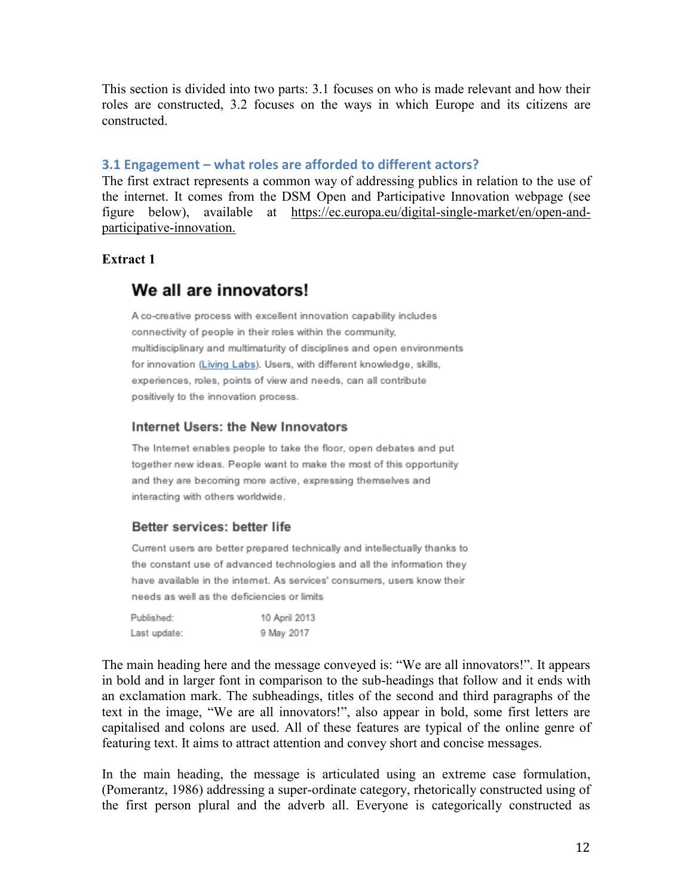This section is divided into two parts: 3.1 focuses on who is made relevant and how their roles are constructed, 3.2 focuses on the ways in which Europe and its citizens are constructed.

### 3.1 Engagement – what roles are afforded to different actors?

The first extract represents a common way of addressing publics in relation to the use of the internet. It comes from the DSM Open and Participative Innovation webpage (see figure below), available at https://ec.europa.eu/digital-single-market/en/open-and-participative-innovation.

**Extract 1**

> **We all are innovators!**
>
> A co-creative process with excellent innovation capability includes connectivity of people in their roles within the community, multidisciplinary and multimaturity of disciplines and open environments for innovation (Living Labs). Users, with different knowledge, skills, experiences, roles, points of view and needs, can all contribute positively to the innovation process.
>
> **Internet Users: the New Innovators**
>
> The Internet enables people to take the floor, open debates and put together new ideas. People want to make the most of this opportunity and they are becoming more active, expressing themselves and interacting with others worldwide.
>
> **Better services: better life**
>
> Current users are better prepared technically and intellectually thanks to the constant use of advanced technologies and all the information they have available in the internet. As services' consumers, users know their needs as well as the deficiencies or limits
>
> Published: 10 April 2013
> Last update: 9 May 2017

The main heading here and the message conveyed is: "We are all innovators!". It appears in bold and in larger font in comparison to the sub-headings that follow and it ends with an exclamation mark. The subheadings, titles of the second and third paragraphs of the text in the image, "We are all innovators!", also appear in bold, some first letters are capitalised and colons are used. All of these features are typical of the online genre of featuring text. It aims to attract attention and convey short and concise messages.

In the main heading, the message is articulated using an extreme case formulation, (Pomerantz, 1986) addressing a super-ordinate category, rhetorically constructed using of the first person plural and the adverb all. Everyone is categorically constructed as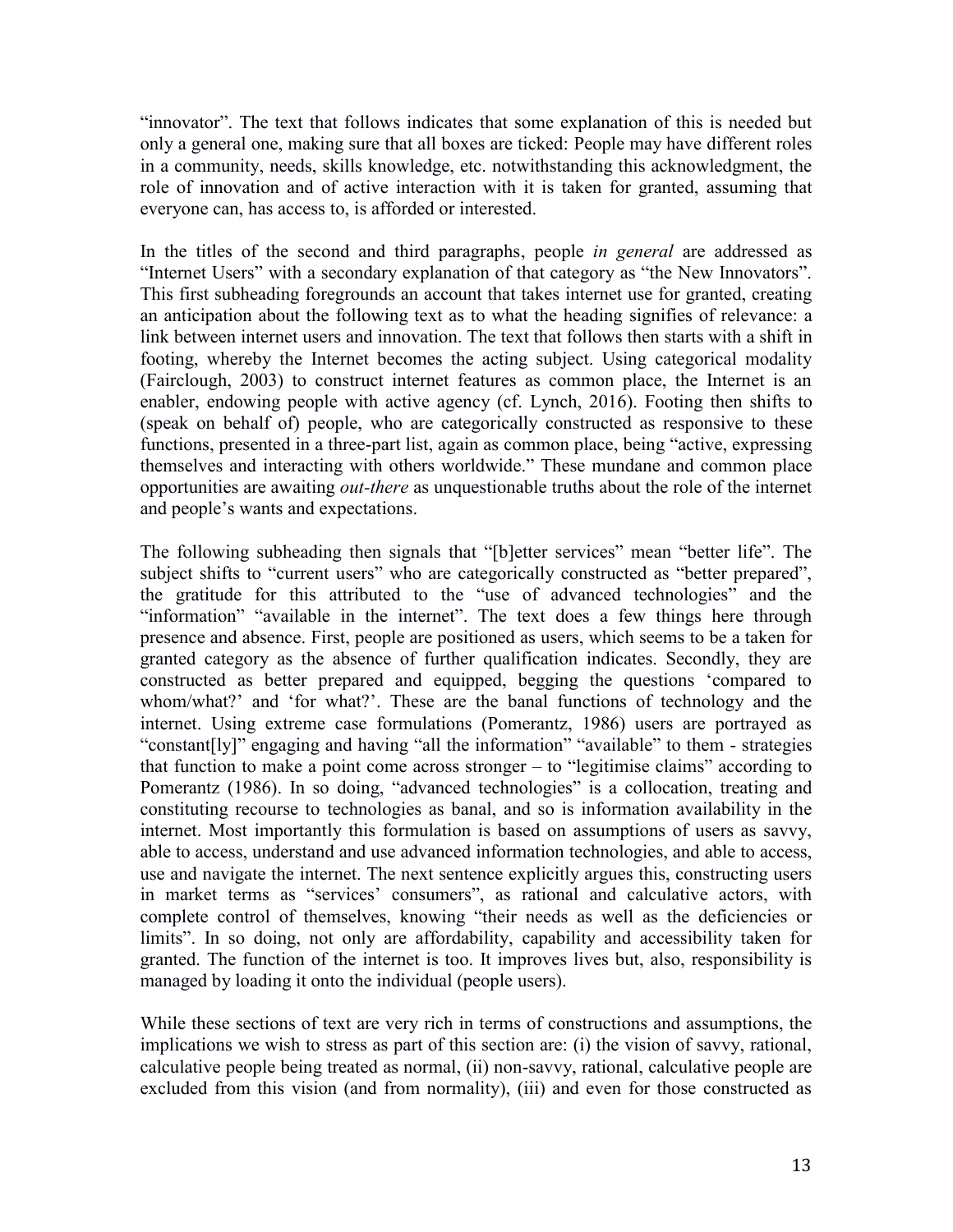"innovator". The text that follows indicates that some explanation of this is needed but only a general one, making sure that all boxes are ticked: People may have different roles in a community, needs, skills knowledge, etc. notwithstanding this acknowledgment, the role of innovation and of active interaction with it is taken for granted, assuming that everyone can, has access to, is afforded or interested.

In the titles of the second and third paragraphs, people *in general* are addressed as "Internet Users" with a secondary explanation of that category as "the New Innovators". This first subheading foregrounds an account that takes internet use for granted, creating an anticipation about the following text as to what the heading signifies of relevance: a link between internet users and innovation. The text that follows then starts with a shift in footing, whereby the Internet becomes the acting subject. Using categorical modality (Fairclough, 2003) to construct internet features as common place, the Internet is an enabler, endowing people with active agency (cf. Lynch, 2016). Footing then shifts to (speak on behalf of) people, who are categorically constructed as responsive to these functions, presented in a three-part list, again as common place, being "active, expressing themselves and interacting with others worldwide." These mundane and common place opportunities are awaiting *out-there* as unquestionable truths about the role of the internet and people's wants and expectations.

The following subheading then signals that "[b]etter services" mean "better life". The subject shifts to "current users" who are categorically constructed as "better prepared", the gratitude for this attributed to the "use of advanced technologies" and the "information" "available in the internet". The text does a few things here through presence and absence. First, people are positioned as users, which seems to be a taken for granted category as the absence of further qualification indicates. Secondly, they are constructed as better prepared and equipped, begging the questions 'compared to whom/what?' and 'for what?'. These are the banal functions of technology and the internet. Using extreme case formulations (Pomerantz, 1986) users are portrayed as "constant[ly]" engaging and having "all the information" "available" to them - strategies that function to make a point come across stronger – to "legitimise claims" according to Pomerantz (1986). In so doing, "advanced technologies" is a collocation, treating and constituting recourse to technologies as banal, and so is information availability in the internet. Most importantly this formulation is based on assumptions of users as savvy, able to access, understand and use advanced information technologies, and able to access, use and navigate the internet. The next sentence explicitly argues this, constructing users in market terms as "services' consumers", as rational and calculative actors, with complete control of themselves, knowing "their needs as well as the deficiencies or limits". In so doing, not only are affordability, capability and accessibility taken for granted. The function of the internet is too. It improves lives but, also, responsibility is managed by loading it onto the individual (people users).

While these sections of text are very rich in terms of constructions and assumptions, the implications we wish to stress as part of this section are: (i) the vision of savvy, rational, calculative people being treated as normal, (ii) non-savvy, rational, calculative people are excluded from this vision (and from normality), (iii) and even for those constructed as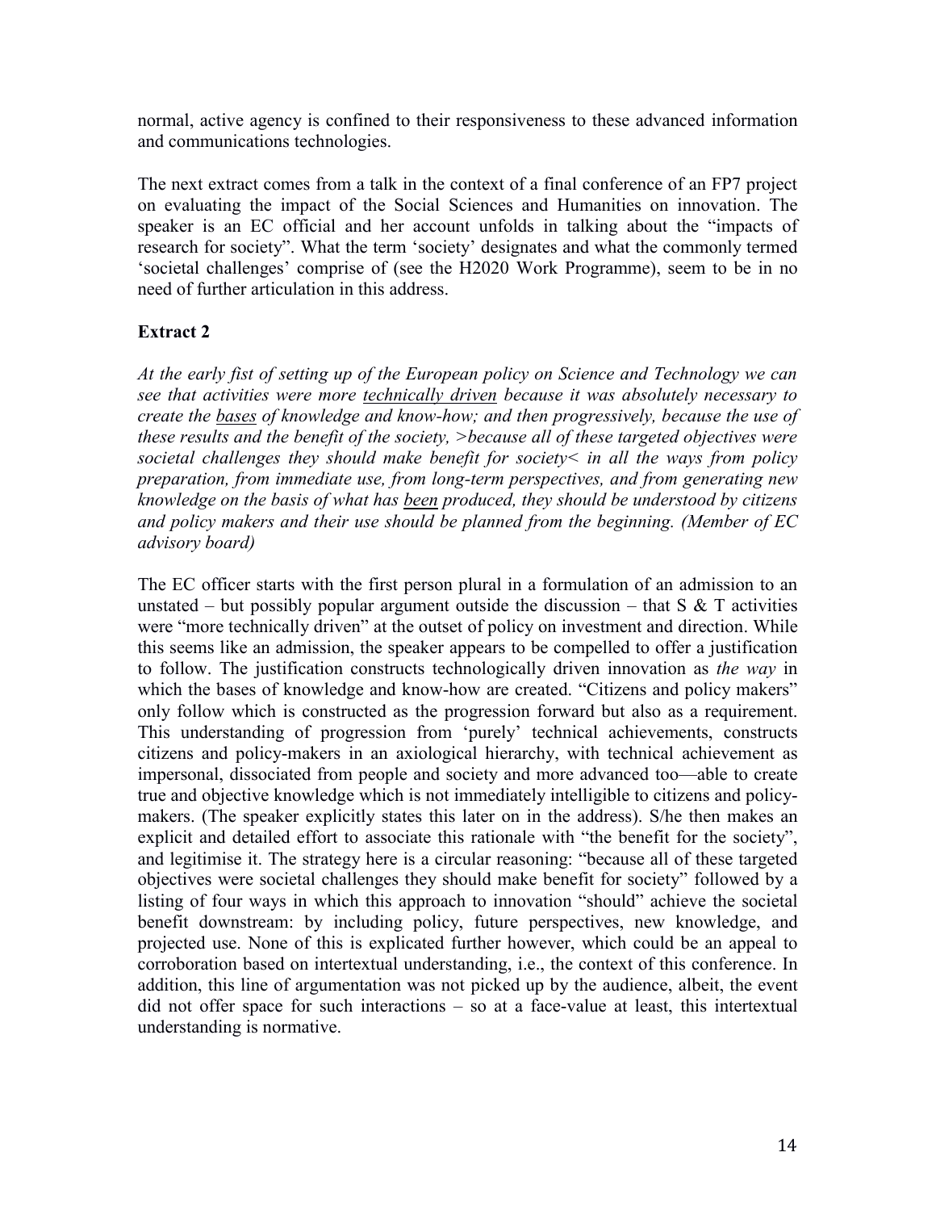normal, active agency is confined to their responsiveness to these advanced information and communications technologies.

The next extract comes from a talk in the context of a final conference of an FP7 project on evaluating the impact of the Social Sciences and Humanities on innovation. The speaker is an EC official and her account unfolds in talking about the "impacts of research for society". What the term 'society' designates and what the commonly termed 'societal challenges' comprise of (see the H2020 Work Programme), seem to be in no need of further articulation in this address.

**Extract 2**

*At the early fist of setting up of the European policy on Science and Technology we can see that activities were more <u>technically driven</u> because it was absolutely necessary to create the <u>bases</u> of knowledge and know-how; and then progressively, because the use of these results and the benefit of the society, >because all of these targeted objectives were societal challenges they should make benefit for society< in all the ways from policy preparation, from immediate use, from long-term perspectives, and from generating new knowledge on the basis of what has <u>been</u> produced, they should be understood by citizens and policy makers and their use should be planned from the beginning. (Member of EC advisory board)*

The EC officer starts with the first person plural in a formulation of an admission to an unstated – but possibly popular argument outside the discussion – that S & T activities were "more technically driven" at the outset of policy on investment and direction. While this seems like an admission, the speaker appears to be compelled to offer a justification to follow. The justification constructs technologically driven innovation as *the way* in which the bases of knowledge and know-how are created. "Citizens and policy makers" only follow which is constructed as the progression forward but also as a requirement. This understanding of progression from 'purely' technical achievements, constructs citizens and policy-makers in an axiological hierarchy, with technical achievement as impersonal, dissociated from people and society and more advanced too—able to create true and objective knowledge which is not immediately intelligible to citizens and policy-makers. (The speaker explicitly states this later on in the address). S/he then makes an explicit and detailed effort to associate this rationale with "the benefit for the society", and legitimise it. The strategy here is a circular reasoning: "because all of these targeted objectives were societal challenges they should make benefit for society" followed by a listing of four ways in which this approach to innovation "should" achieve the societal benefit downstream: by including policy, future perspectives, new knowledge, and projected use. None of this is explicated further however, which could be an appeal to corroboration based on intertextual understanding, i.e., the context of this conference. In addition, this line of argumentation was not picked up by the audience, albeit, the event did not offer space for such interactions – so at a face-value at least, this intertextual understanding is normative.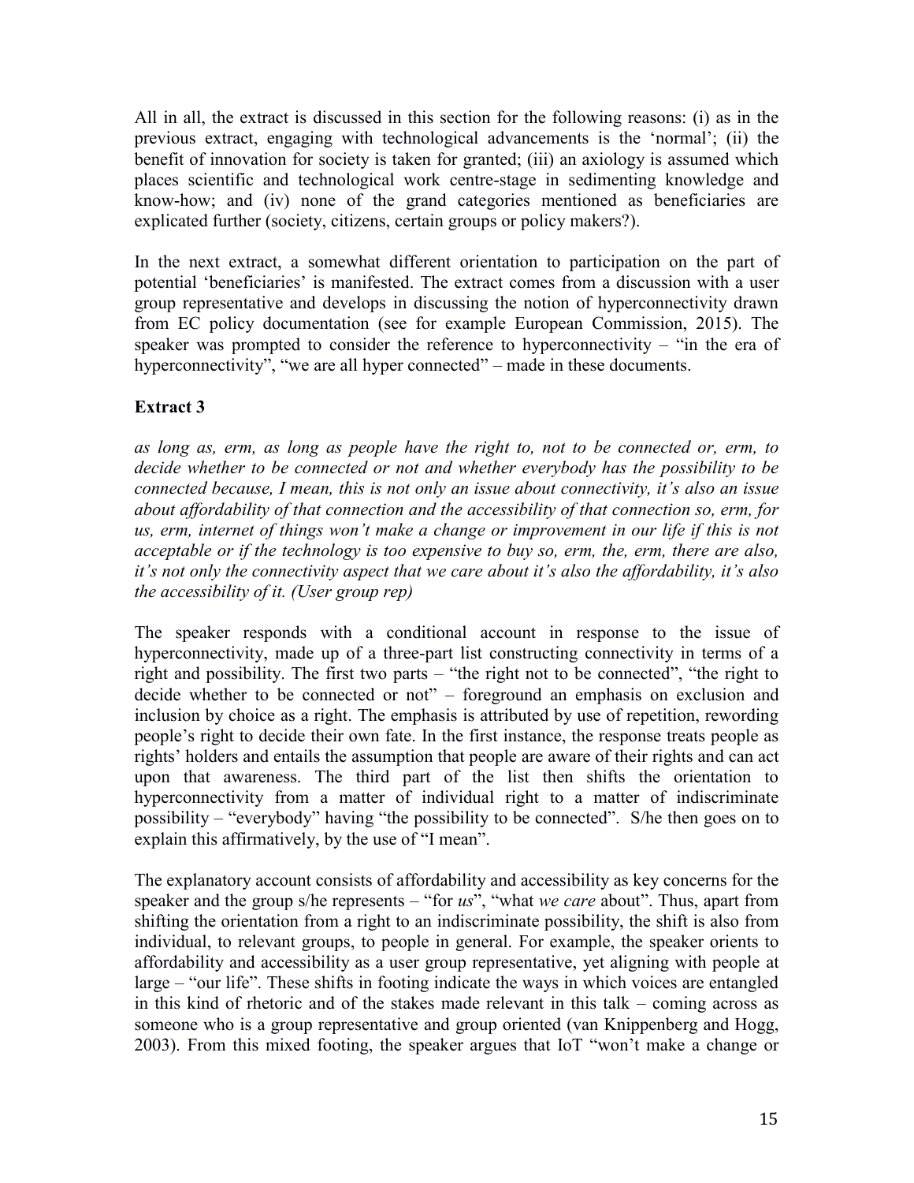All in all, the extract is discussed in this section for the following reasons: (i) as in the previous extract, engaging with technological advancements is the 'normal'; (ii) the benefit of innovation for society is taken for granted; (iii) an axiology is assumed which places scientific and technological work centre-stage in sedimenting knowledge and know-how; and (iv) none of the grand categories mentioned as beneficiaries are explicated further (society, citizens, certain groups or policy makers?).

In the next extract, a somewhat different orientation to participation on the part of potential 'beneficiaries' is manifested. The extract comes from a discussion with a user group representative and develops in discussing the notion of hyperconnectivity drawn from EC policy documentation (see for example European Commission, 2015). The speaker was prompted to consider the reference to hyperconnectivity – "in the era of hyperconnectivity", "we are all hyper connected" – made in these documents.

### Extract 3

*as long as, erm, as long as people have the right to, not to be connected or, erm, to decide whether to be connected or not and whether everybody has the possibility to be connected because, I mean, this is not only an issue about connectivity, it's also an issue about affordability of that connection and the accessibility of that connection so, erm, for us, erm, internet of things won't make a change or improvement in our life if this is not acceptable or if the technology is too expensive to buy so, erm, the, erm, there are also, it's not only the connectivity aspect that we care about it's also the affordability, it's also the accessibility of it. (User group rep)*

The speaker responds with a conditional account in response to the issue of hyperconnectivity, made up of a three-part list constructing connectivity in terms of a right and possibility. The first two parts – "the right not to be connected", "the right to decide whether to be connected or not" – foreground an emphasis on exclusion and inclusion by choice as a right. The emphasis is attributed by use of repetition, rewording people's right to decide their own fate. In the first instance, the response treats people as rights' holders and entails the assumption that people are aware of their rights and can act upon that awareness. The third part of the list then shifts the orientation to hyperconnectivity from a matter of individual right to a matter of indiscriminate possibility – "everybody" having "the possibility to be connected". S/he then goes on to explain this affirmatively, by the use of "I mean".

The explanatory account consists of affordability and accessibility as key concerns for the speaker and the group s/he represents – "for *us*", "what *we care* about". Thus, apart from shifting the orientation from a right to an indiscriminate possibility, the shift is also from individual, to relevant groups, to people in general. For example, the speaker orients to affordability and accessibility as a user group representative, yet aligning with people at large – "our life". These shifts in footing indicate the ways in which voices are entangled in this kind of rhetoric and of the stakes made relevant in this talk – coming across as someone who is a group representative and group oriented (van Knippenberg and Hogg, 2003). From this mixed footing, the speaker argues that IoT "won't make a change or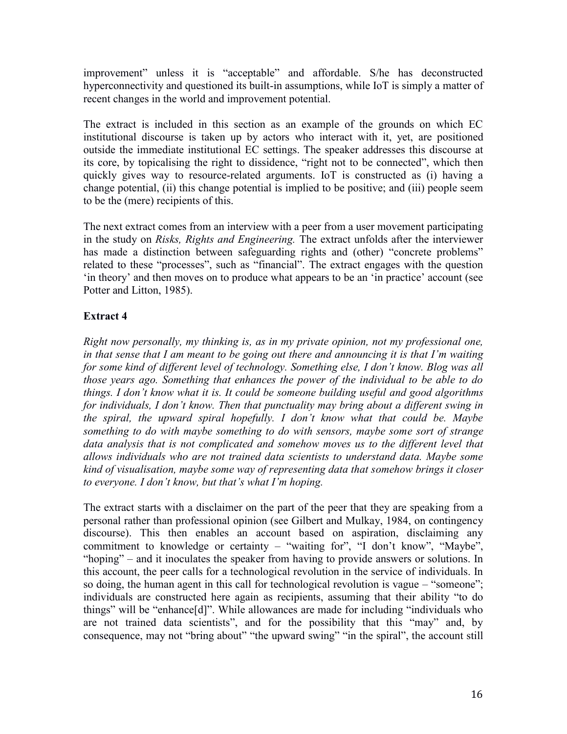improvement" unless it is "acceptable" and affordable. S/he has deconstructed hyperconnectivity and questioned its built-in assumptions, while IoT is simply a matter of recent changes in the world and improvement potential.

The extract is included in this section as an example of the grounds on which EC institutional discourse is taken up by actors who interact with it, yet, are positioned outside the immediate institutional EC settings. The speaker addresses this discourse at its core, by topicalising the right to dissidence, "right not to be connected", which then quickly gives way to resource-related arguments. IoT is constructed as (i) having a change potential, (ii) this change potential is implied to be positive; and (iii) people seem to be the (mere) recipients of this.

The next extract comes from an interview with a peer from a user movement participating in the study on *Risks, Rights and Engineering.* The extract unfolds after the interviewer has made a distinction between safeguarding rights and (other) "concrete problems" related to these "processes", such as "financial". The extract engages with the question 'in theory' and then moves on to produce what appears to be an 'in practice' account (see Potter and Litton, 1985).

**Extract 4**

*Right now personally, my thinking is, as in my private opinion, not my professional one, in that sense that I am meant to be going out there and announcing it is that I'm waiting for some kind of different level of technology. Something else, I don't know. Blog was all those years ago. Something that enhances the power of the individual to be able to do things. I don't know what it is. It could be someone building useful and good algorithms for individuals, I don't know. Then that punctuality may bring about a different swing in the spiral, the upward spiral hopefully. I don't know what that could be. Maybe something to do with maybe something to do with sensors, maybe some sort of strange data analysis that is not complicated and somehow moves us to the different level that allows individuals who are not trained data scientists to understand data. Maybe some kind of visualisation, maybe some way of representing data that somehow brings it closer to everyone. I don't know, but that's what I'm hoping.*

The extract starts with a disclaimer on the part of the peer that they are speaking from a personal rather than professional opinion (see Gilbert and Mulkay, 1984, on contingency discourse). This then enables an account based on aspiration, disclaiming any commitment to knowledge or certainty – "waiting for", "I don't know", "Maybe", "hoping" – and it inoculates the speaker from having to provide answers or solutions. In this account, the peer calls for a technological revolution in the service of individuals. In so doing, the human agent in this call for technological revolution is vague – "someone"; individuals are constructed here again as recipients, assuming that their ability "to do things" will be "enhance[d]". While allowances are made for including "individuals who are not trained data scientists", and for the possibility that this "may" and, by consequence, may not "bring about" "the upward swing" "in the spiral", the account still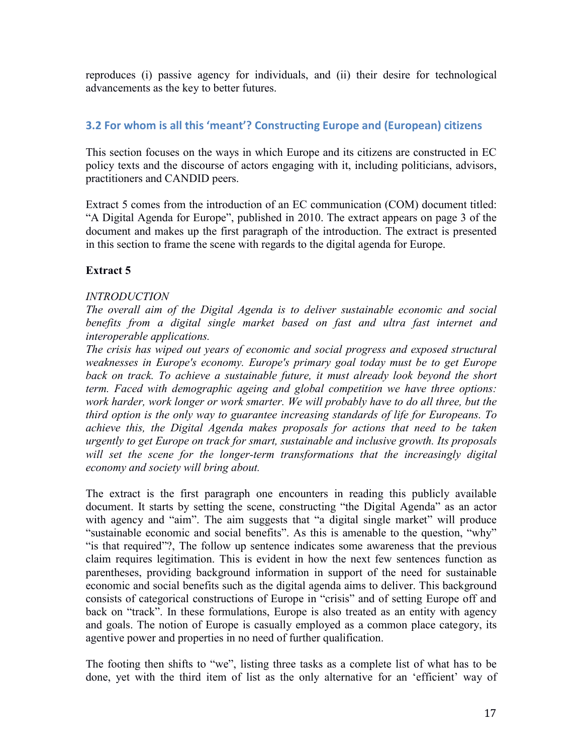reproduces (i) passive agency for individuals, and (ii) their desire for technological advancements as the key to better futures.

### 3.2 For whom is all this 'meant'? Constructing Europe and (European) citizens

This section focuses on the ways in which Europe and its citizens are constructed in EC policy texts and the discourse of actors engaging with it, including politicians, advisors, practitioners and CANDID peers.

Extract 5 comes from the introduction of an EC communication (COM) document titled: "A Digital Agenda for Europe", published in 2010. The extract appears on page 3 of the document and makes up the first paragraph of the introduction. The extract is presented in this section to frame the scene with regards to the digital agenda for Europe.

**Extract 5**

*INTRODUCTION*
*The overall aim of the Digital Agenda is to deliver sustainable economic and social benefits from a digital single market based on fast and ultra fast internet and interoperable applications.*
*The crisis has wiped out years of economic and social progress and exposed structural weaknesses in Europe's economy. Europe's primary goal today must be to get Europe back on track. To achieve a sustainable future, it must already look beyond the short term. Faced with demographic ageing and global competition we have three options: work harder, work longer or work smarter. We will probably have to do all three, but the third option is the only way to guarantee increasing standards of life for Europeans. To achieve this, the Digital Agenda makes proposals for actions that need to be taken urgently to get Europe on track for smart, sustainable and inclusive growth. Its proposals will set the scene for the longer-term transformations that the increasingly digital economy and society will bring about.*

The extract is the first paragraph one encounters in reading this publicly available document. It starts by setting the scene, constructing "the Digital Agenda" as an actor with agency and "aim". The aim suggests that "a digital single market" will produce "sustainable economic and social benefits". As this is amenable to the question, "why" "is that required"?, The follow up sentence indicates some awareness that the previous claim requires legitimation. This is evident in how the next few sentences function as parentheses, providing background information in support of the need for sustainable economic and social benefits such as the digital agenda aims to deliver. This background consists of categorical constructions of Europe in "crisis" and of setting Europe off and back on "track". In these formulations, Europe is also treated as an entity with agency and goals. The notion of Europe is casually employed as a common place category, its agentive power and properties in no need of further qualification.

The footing then shifts to "we", listing three tasks as a complete list of what has to be done, yet with the third item of list as the only alternative for an 'efficient' way of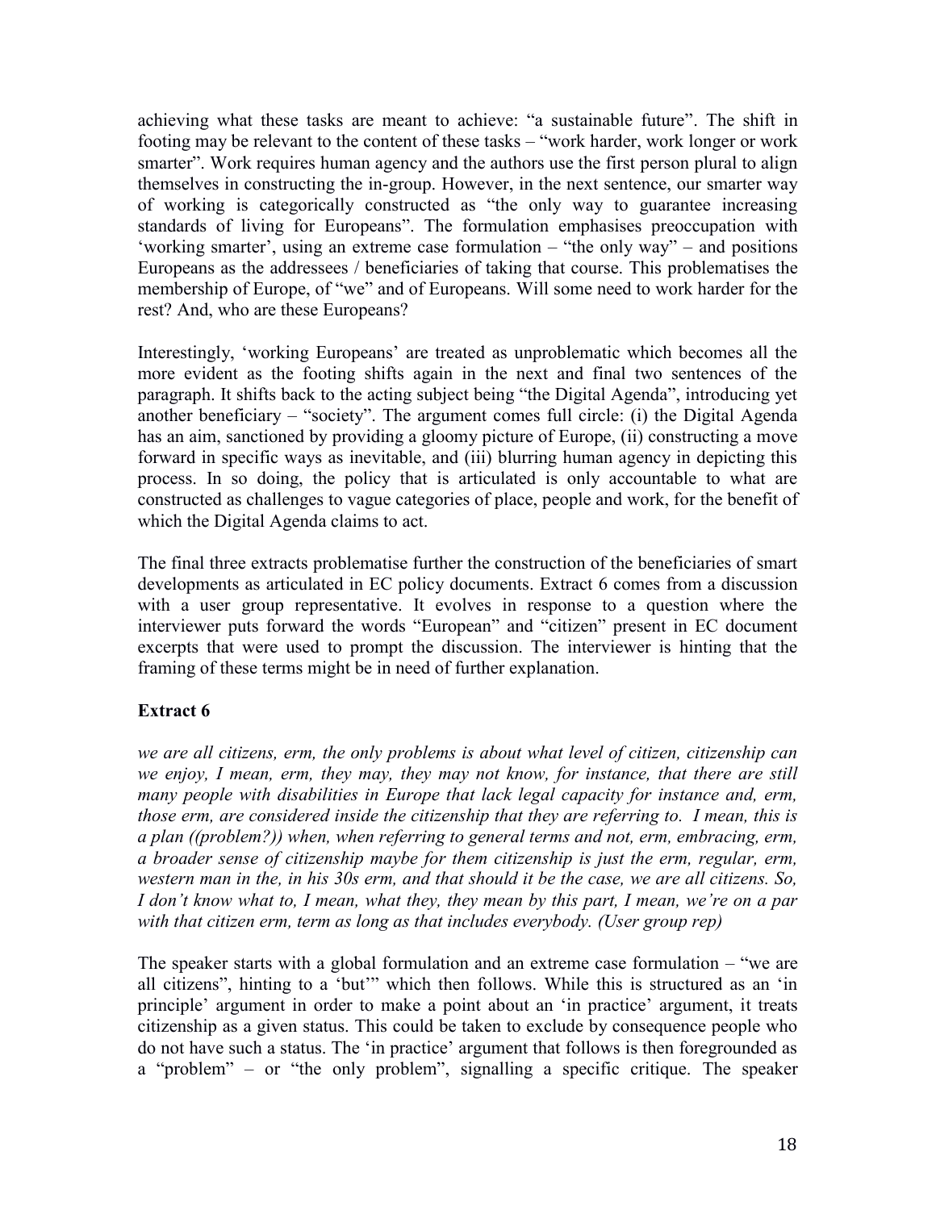achieving what these tasks are meant to achieve: "a sustainable future". The shift in footing may be relevant to the content of these tasks – "work harder, work longer or work smarter". Work requires human agency and the authors use the first person plural to align themselves in constructing the in-group. However, in the next sentence, our smarter way of working is categorically constructed as "the only way to guarantee increasing standards of living for Europeans". The formulation emphasises preoccupation with 'working smarter', using an extreme case formulation – "the only way" – and positions Europeans as the addressees / beneficiaries of taking that course. This problematises the membership of Europe, of "we" and of Europeans. Will some need to work harder for the rest? And, who are these Europeans?

Interestingly, 'working Europeans' are treated as unproblematic which becomes all the more evident as the footing shifts again in the next and final two sentences of the paragraph. It shifts back to the acting subject being "the Digital Agenda", introducing yet another beneficiary – "society". The argument comes full circle: (i) the Digital Agenda has an aim, sanctioned by providing a gloomy picture of Europe, (ii) constructing a move forward in specific ways as inevitable, and (iii) blurring human agency in depicting this process. In so doing, the policy that is articulated is only accountable to what are constructed as challenges to vague categories of place, people and work, for the benefit of which the Digital Agenda claims to act.

The final three extracts problematise further the construction of the beneficiaries of smart developments as articulated in EC policy documents. Extract 6 comes from a discussion with a user group representative. It evolves in response to a question where the interviewer puts forward the words "European" and "citizen" present in EC document excerpts that were used to prompt the discussion. The interviewer is hinting that the framing of these terms might be in need of further explanation.

**Extract 6**

*we are all citizens, erm, the only problems is about what level of citizen, citizenship can we enjoy, I mean, erm, they may, they may not know, for instance, that there are still many people with disabilities in Europe that lack legal capacity for instance and, erm, those erm, are considered inside the citizenship that they are referring to. I mean, this is a plan ((problem?)) when, when referring to general terms and not, erm, embracing, erm, a broader sense of citizenship maybe for them citizenship is just the erm, regular, erm, western man in the, in his 30s erm, and that should it be the case, we are all citizens. So, I don't know what to, I mean, what they, they mean by this part, I mean, we're on a par with that citizen erm, term as long as that includes everybody. (User group rep)*

The speaker starts with a global formulation and an extreme case formulation – "we are all citizens", hinting to a 'but'" which then follows. While this is structured as an 'in principle' argument in order to make a point about an 'in practice' argument, it treats citizenship as a given status. This could be taken to exclude by consequence people who do not have such a status. The 'in practice' argument that follows is then foregrounded as a "problem" – or "the only problem", signalling a specific critique. The speaker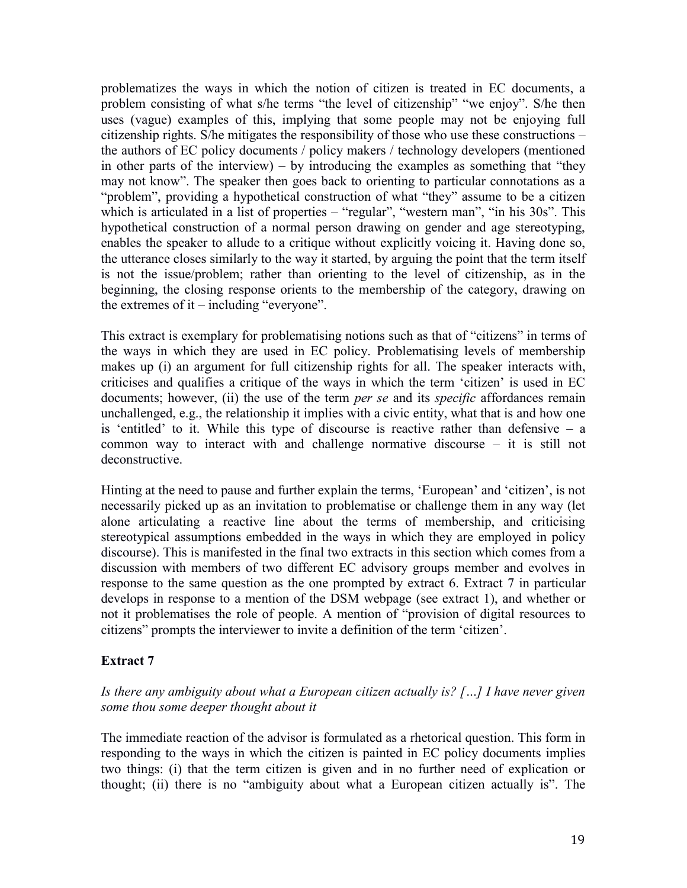problematizes the ways in which the notion of citizen is treated in EC documents, a problem consisting of what s/he terms "the level of citizenship" "we enjoy". S/he then uses (vague) examples of this, implying that some people may not be enjoying full citizenship rights. S/he mitigates the responsibility of those who use these constructions – the authors of EC policy documents / policy makers / technology developers (mentioned in other parts of the interview) – by introducing the examples as something that "they may not know". The speaker then goes back to orienting to particular connotations as a "problem", providing a hypothetical construction of what "they" assume to be a citizen which is articulated in a list of properties – "regular", "western man", "in his 30s". This hypothetical construction of a normal person drawing on gender and age stereotyping, enables the speaker to allude to a critique without explicitly voicing it. Having done so, the utterance closes similarly to the way it started, by arguing the point that the term itself is not the issue/problem; rather than orienting to the level of citizenship, as in the beginning, the closing response orients to the membership of the category, drawing on the extremes of it – including "everyone".

This extract is exemplary for problematising notions such as that of "citizens" in terms of the ways in which they are used in EC policy. Problematising levels of membership makes up (i) an argument for full citizenship rights for all. The speaker interacts with, criticises and qualifies a critique of the ways in which the term 'citizen' is used in EC documents; however, (ii) the use of the term *per se* and its *specific* affordances remain unchallenged, e.g., the relationship it implies with a civic entity, what that is and how one is 'entitled' to it. While this type of discourse is reactive rather than defensive – a common way to interact with and challenge normative discourse – it is still not deconstructive.

Hinting at the need to pause and further explain the terms, 'European' and 'citizen', is not necessarily picked up as an invitation to problematise or challenge them in any way (let alone articulating a reactive line about the terms of membership, and criticising stereotypical assumptions embedded in the ways in which they are employed in policy discourse). This is manifested in the final two extracts in this section which comes from a discussion with members of two different EC advisory groups member and evolves in response to the same question as the one prompted by extract 6. Extract 7 in particular develops in response to a mention of the DSM webpage (see extract 1), and whether or not it problematises the role of people. A mention of "provision of digital resources to citizens" prompts the interviewer to invite a definition of the term 'citizen'.

## Extract 7

*Is there any ambiguity about what a European citizen actually is? […] I have never given some thou some deeper thought about it*

The immediate reaction of the advisor is formulated as a rhetorical question. This form in responding to the ways in which the citizen is painted in EC policy documents implies two things: (i) that the term citizen is given and in no further need of explication or thought; (ii) there is no "ambiguity about what a European citizen actually is". The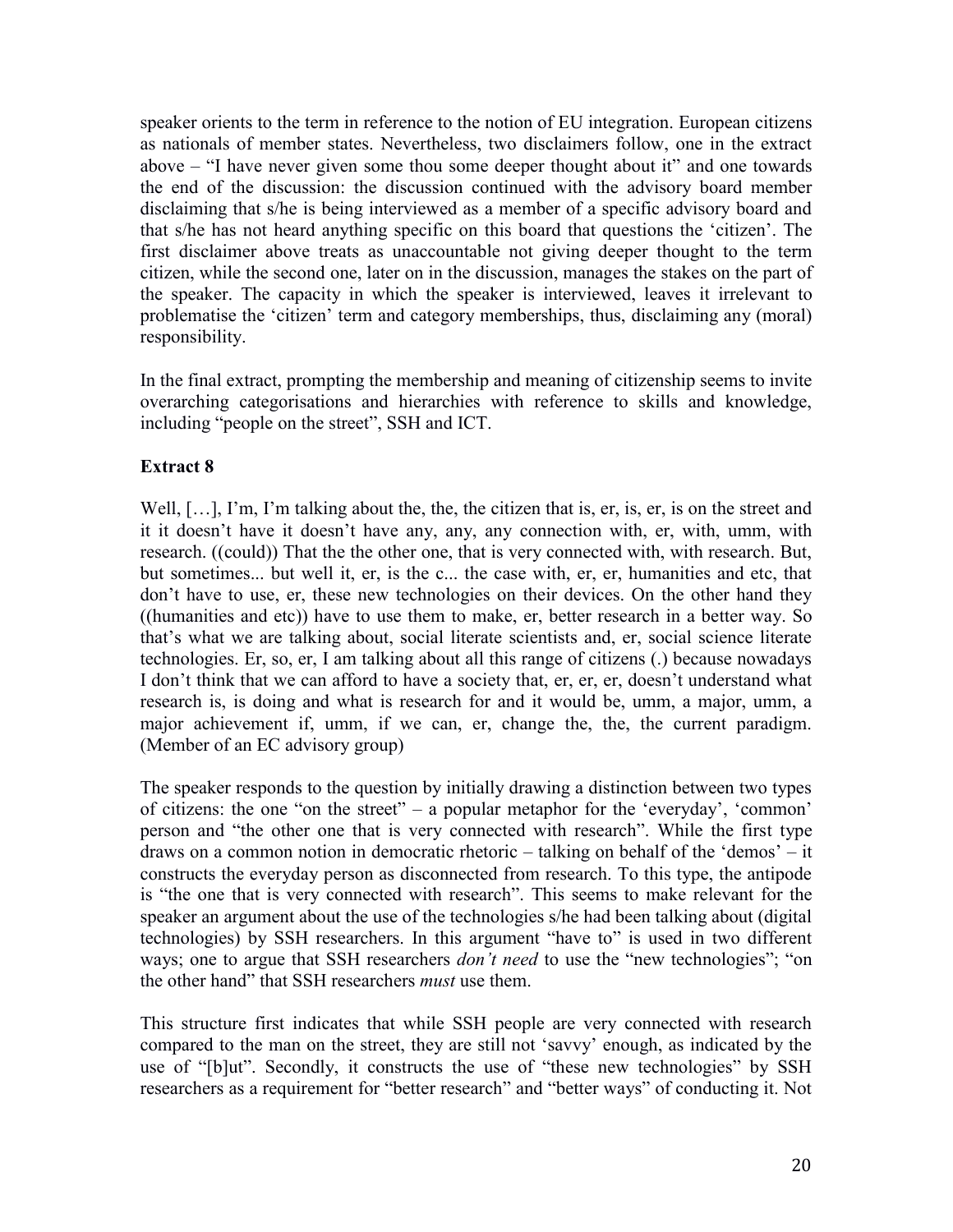speaker orients to the term in reference to the notion of EU integration. European citizens as nationals of member states. Nevertheless, two disclaimers follow, one in the extract above – "I have never given some thou some deeper thought about it" and one towards the end of the discussion: the discussion continued with the advisory board member disclaiming that s/he is being interviewed as a member of a specific advisory board and that s/he has not heard anything specific on this board that questions the 'citizen'. The first disclaimer above treats as unaccountable not giving deeper thought to the term citizen, while the second one, later on in the discussion, manages the stakes on the part of the speaker. The capacity in which the speaker is interviewed, leaves it irrelevant to problematise the 'citizen' term and category memberships, thus, disclaiming any (moral) responsibility.

In the final extract, prompting the membership and meaning of citizenship seems to invite overarching categorisations and hierarchies with reference to skills and knowledge, including "people on the street", SSH and ICT.

## Extract 8

Well, […], I'm, I'm talking about the, the, the citizen that is, er, is, er, is on the street and it it doesn't have it doesn't have any, any, any connection with, er, with, umm, with research. ((could)) That the the other one, that is very connected with, with research. But, but sometimes... but well it, er, is the c... the case with, er, er, humanities and etc, that don't have to use, er, these new technologies on their devices. On the other hand they ((humanities and etc)) have to use them to make, er, better research in a better way. So that's what we are talking about, social literate scientists and, er, social science literate technologies. Er, so, er, I am talking about all this range of citizens (.) because nowadays I don't think that we can afford to have a society that, er, er, er, doesn't understand what research is, is doing and what is research for and it would be, umm, a major, umm, a major achievement if, umm, if we can, er, change the, the, the current paradigm. (Member of an EC advisory group)

The speaker responds to the question by initially drawing a distinction between two types of citizens: the one "on the street" – a popular metaphor for the 'everyday', 'common' person and "the other one that is very connected with research". While the first type draws on a common notion in democratic rhetoric – talking on behalf of the 'demos' – it constructs the everyday person as disconnected from research. To this type, the antipode is "the one that is very connected with research". This seems to make relevant for the speaker an argument about the use of the technologies s/he had been talking about (digital technologies) by SSH researchers. In this argument "have to" is used in two different ways; one to argue that SSH researchers *don't need* to use the "new technologies"; "on the other hand" that SSH researchers *must* use them.

This structure first indicates that while SSH people are very connected with research compared to the man on the street, they are still not 'savvy' enough, as indicated by the use of "[b]ut". Secondly, it constructs the use of "these new technologies" by SSH researchers as a requirement for "better research" and "better ways" of conducting it. Not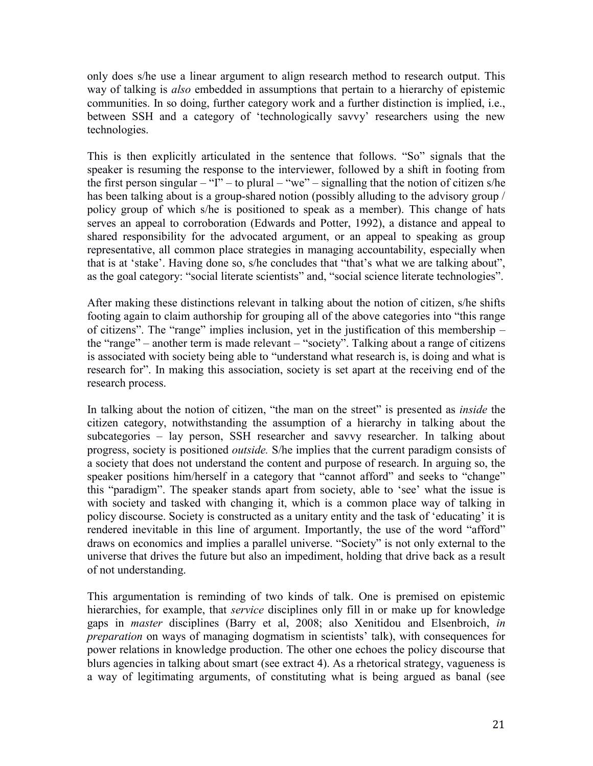only does s/he use a linear argument to align research method to research output. This way of talking is *also* embedded in assumptions that pertain to a hierarchy of epistemic communities. In so doing, further category work and a further distinction is implied, i.e., between SSH and a category of 'technologically savvy' researchers using the new technologies.

This is then explicitly articulated in the sentence that follows. "So" signals that the speaker is resuming the response to the interviewer, followed by a shift in footing from the first person singular – "I" – to plural – "we" – signalling that the notion of citizen s/he has been talking about is a group-shared notion (possibly alluding to the advisory group / policy group of which s/he is positioned to speak as a member). This change of hats serves an appeal to corroboration (Edwards and Potter, 1992), a distance and appeal to shared responsibility for the advocated argument, or an appeal to speaking as group representative, all common place strategies in managing accountability, especially when that is at 'stake'. Having done so, s/he concludes that "that's what we are talking about", as the goal category: "social literate scientists" and, "social science literate technologies".

After making these distinctions relevant in talking about the notion of citizen, s/he shifts footing again to claim authorship for grouping all of the above categories into "this range of citizens". The "range" implies inclusion, yet in the justification of this membership – the "range" – another term is made relevant – "society". Talking about a range of citizens is associated with society being able to "understand what research is, is doing and what is research for". In making this association, society is set apart at the receiving end of the research process.

In talking about the notion of citizen, "the man on the street" is presented as *inside* the citizen category, notwithstanding the assumption of a hierarchy in talking about the subcategories – lay person, SSH researcher and savvy researcher. In talking about progress, society is positioned *outside.* S/he implies that the current paradigm consists of a society that does not understand the content and purpose of research. In arguing so, the speaker positions him/herself in a category that "cannot afford" and seeks to "change" this "paradigm". The speaker stands apart from society, able to 'see' what the issue is with society and tasked with changing it, which is a common place way of talking in policy discourse. Society is constructed as a unitary entity and the task of 'educating' it is rendered inevitable in this line of argument. Importantly, the use of the word "afford" draws on economics and implies a parallel universe. "Society" is not only external to the universe that drives the future but also an impediment, holding that drive back as a result of not understanding.

This argumentation is reminding of two kinds of talk. One is premised on epistemic hierarchies, for example, that *service* disciplines only fill in or make up for knowledge gaps in *master* disciplines (Barry et al, 2008; also Xenitidou and Elsenbroich, *in preparation* on ways of managing dogmatism in scientists' talk), with consequences for power relations in knowledge production. The other one echoes the policy discourse that blurs agencies in talking about smart (see extract 4). As a rhetorical strategy, vagueness is a way of legitimating arguments, of constituting what is being argued as banal (see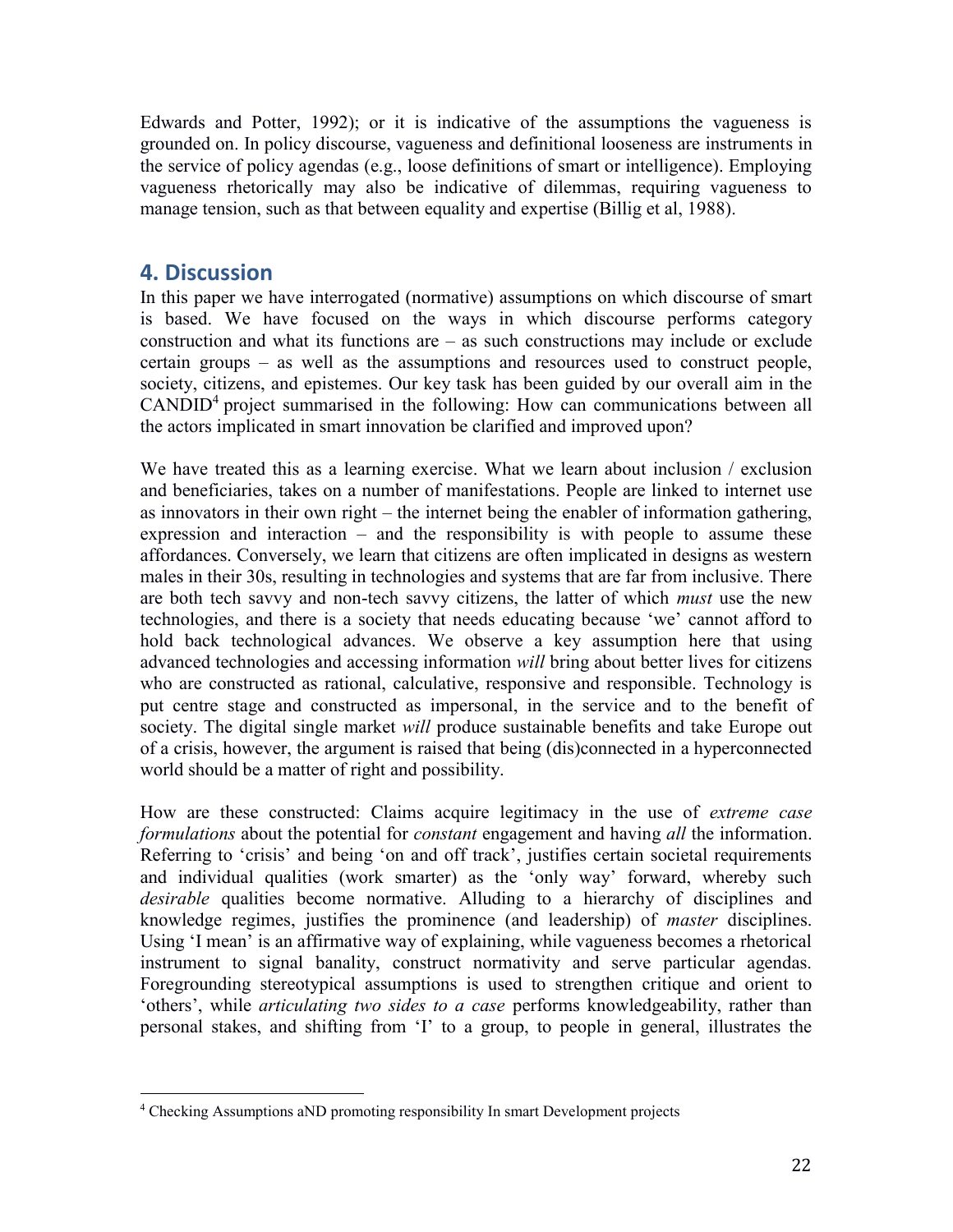Edwards and Potter, 1992); or it is indicative of the assumptions the vagueness is grounded on. In policy discourse, vagueness and definitional looseness are instruments in the service of policy agendas (e.g., loose definitions of smart or intelligence). Employing vagueness rhetorically may also be indicative of dilemmas, requiring vagueness to manage tension, such as that between equality and expertise (Billig et al, 1988).

## 4. Discussion

In this paper we have interrogated (normative) assumptions on which discourse of smart is based. We have focused on the ways in which discourse performs category construction and what its functions are – as such constructions may include or exclude certain groups – as well as the assumptions and resources used to construct people, society, citizens, and epistemes. Our key task has been guided by our overall aim in the CANDID[4] project summarised in the following: How can communications between all the actors implicated in smart innovation be clarified and improved upon?

We have treated this as a learning exercise. What we learn about inclusion / exclusion and beneficiaries, takes on a number of manifestations. People are linked to internet use as innovators in their own right – the internet being the enabler of information gathering, expression and interaction – and the responsibility is with people to assume these affordances. Conversely, we learn that citizens are often implicated in designs as western males in their 30s, resulting in technologies and systems that are far from inclusive. There are both tech savvy and non-tech savvy citizens, the latter of which *must* use the new technologies, and there is a society that needs educating because 'we' cannot afford to hold back technological advances. We observe a key assumption here that using advanced technologies and accessing information *will* bring about better lives for citizens who are constructed as rational, calculative, responsive and responsible. Technology is put centre stage and constructed as impersonal, in the service and to the benefit of society. The digital single market *will* produce sustainable benefits and take Europe out of a crisis, however, the argument is raised that being (dis)connected in a hyperconnected world should be a matter of right and possibility.

How are these constructed: Claims acquire legitimacy in the use of *extreme case formulations* about the potential for *constant* engagement and having *all* the information. Referring to 'crisis' and being 'on and off track', justifies certain societal requirements and individual qualities (work smarter) as the 'only way' forward, whereby such *desirable* qualities become normative. Alluding to a hierarchy of disciplines and knowledge regimes, justifies the prominence (and leadership) of *master* disciplines. Using 'I mean' is an affirmative way of explaining, while vagueness becomes a rhetorical instrument to signal banality, construct normativity and serve particular agendas. Foregrounding stereotypical assumptions is used to strengthen critique and orient to 'others', while *articulating two sides to a case* performs knowledgeability, rather than personal stakes, and shifting from 'I' to a group, to people in general, illustrates the

[4] Checking Assumptions aND promoting responsibility In smart Development projects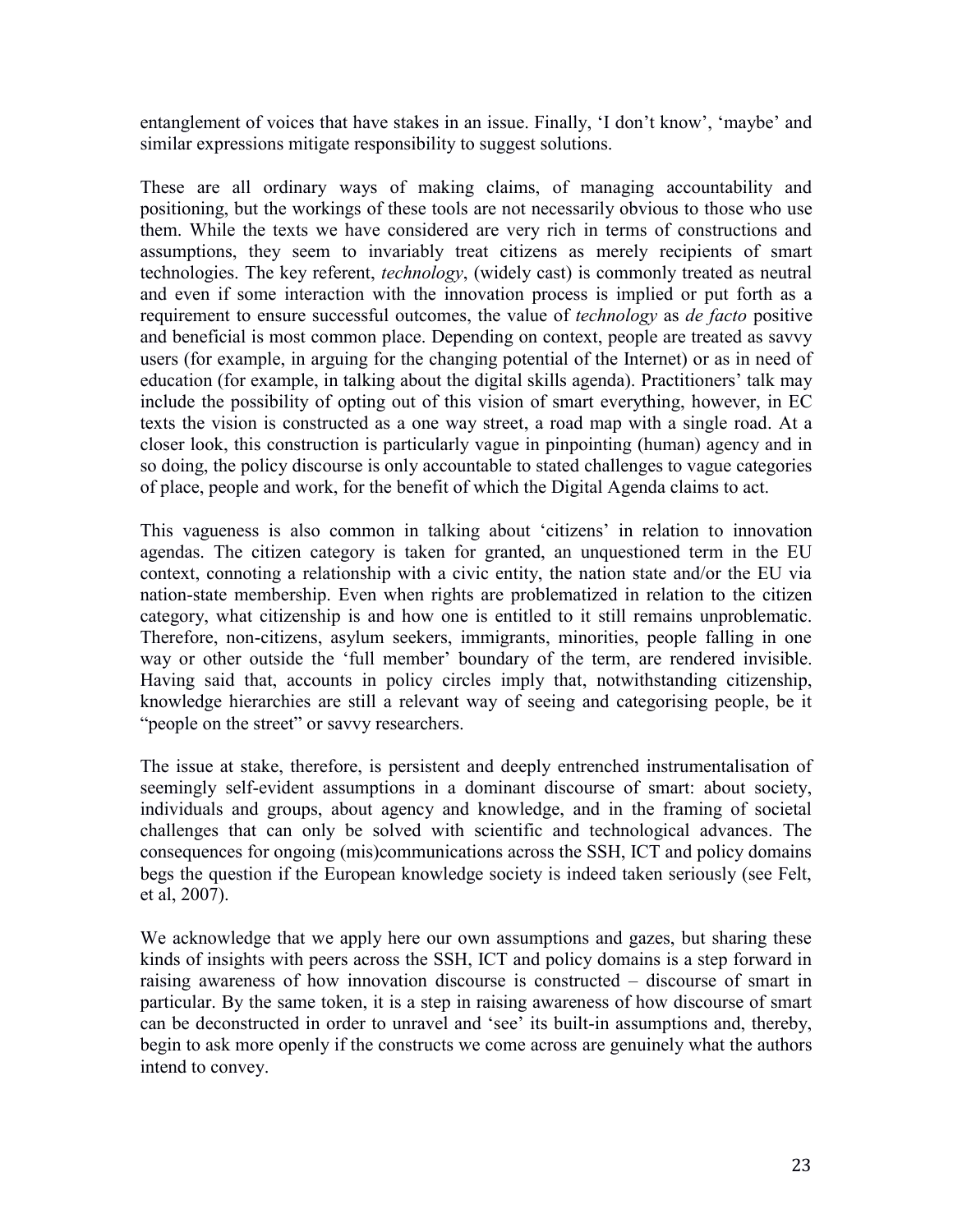entanglement of voices that have stakes in an issue. Finally, 'I don't know', 'maybe' and similar expressions mitigate responsibility to suggest solutions.

These are all ordinary ways of making claims, of managing accountability and positioning, but the workings of these tools are not necessarily obvious to those who use them. While the texts we have considered are very rich in terms of constructions and assumptions, they seem to invariably treat citizens as merely recipients of smart technologies. The key referent, *technology*, (widely cast) is commonly treated as neutral and even if some interaction with the innovation process is implied or put forth as a requirement to ensure successful outcomes, the value of *technology* as *de facto* positive and beneficial is most common place. Depending on context, people are treated as savvy users (for example, in arguing for the changing potential of the Internet) or as in need of education (for example, in talking about the digital skills agenda). Practitioners' talk may include the possibility of opting out of this vision of smart everything, however, in EC texts the vision is constructed as a one way street, a road map with a single road. At a closer look, this construction is particularly vague in pinpointing (human) agency and in so doing, the policy discourse is only accountable to stated challenges to vague categories of place, people and work, for the benefit of which the Digital Agenda claims to act.

This vagueness is also common in talking about 'citizens' in relation to innovation agendas. The citizen category is taken for granted, an unquestioned term in the EU context, connoting a relationship with a civic entity, the nation state and/or the EU via nation-state membership. Even when rights are problematized in relation to the citizen category, what citizenship is and how one is entitled to it still remains unproblematic. Therefore, non-citizens, asylum seekers, immigrants, minorities, people falling in one way or other outside the 'full member' boundary of the term, are rendered invisible. Having said that, accounts in policy circles imply that, notwithstanding citizenship, knowledge hierarchies are still a relevant way of seeing and categorising people, be it "people on the street" or savvy researchers.

The issue at stake, therefore, is persistent and deeply entrenched instrumentalisation of seemingly self-evident assumptions in a dominant discourse of smart: about society, individuals and groups, about agency and knowledge, and in the framing of societal challenges that can only be solved with scientific and technological advances. The consequences for ongoing (mis)communications across the SSH, ICT and policy domains begs the question if the European knowledge society is indeed taken seriously (see Felt, et al, 2007).

We acknowledge that we apply here our own assumptions and gazes, but sharing these kinds of insights with peers across the SSH, ICT and policy domains is a step forward in raising awareness of how innovation discourse is constructed – discourse of smart in particular. By the same token, it is a step in raising awareness of how discourse of smart can be deconstructed in order to unravel and 'see' its built-in assumptions and, thereby, begin to ask more openly if the constructs we come across are genuinely what the authors intend to convey.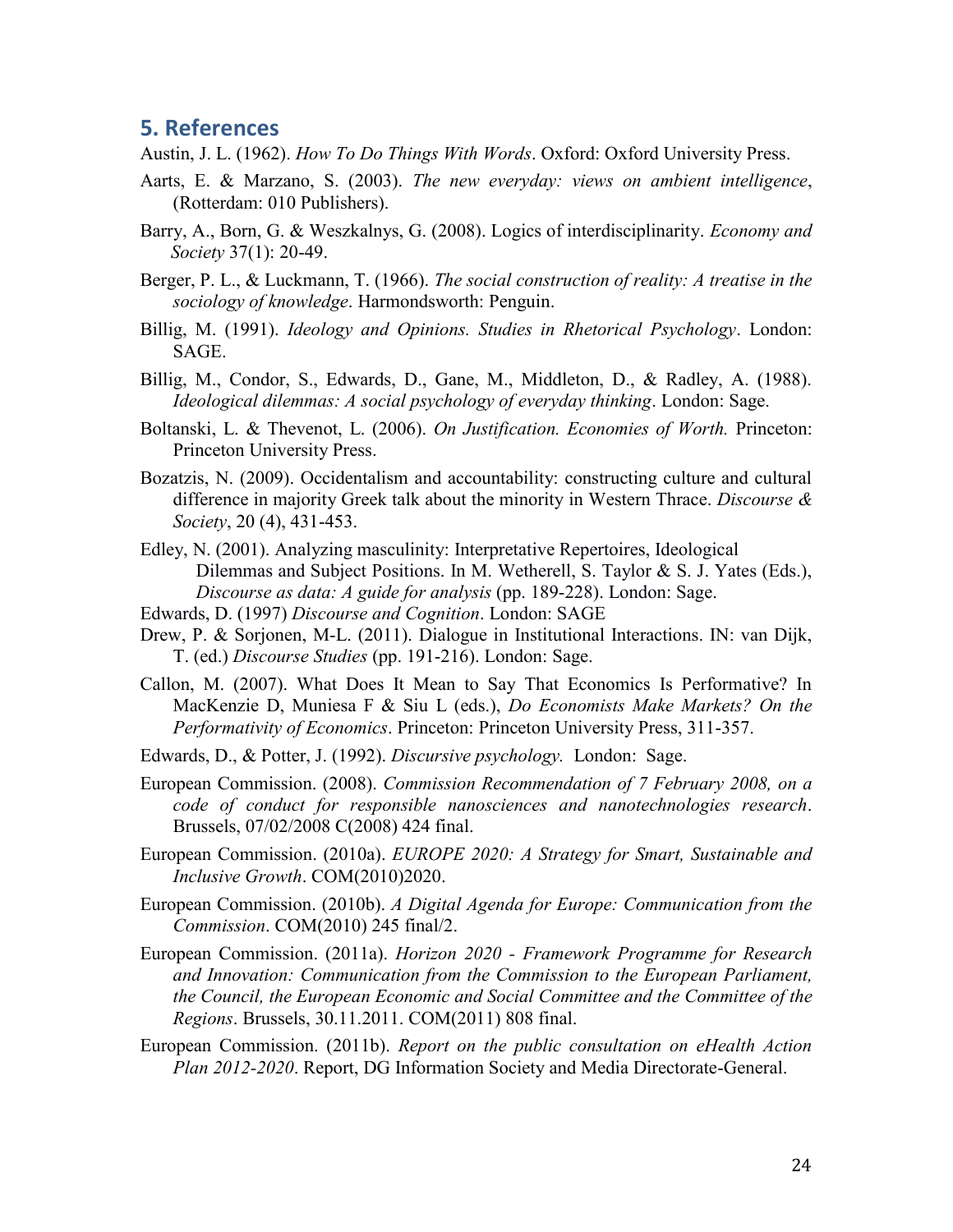## 5. References

Austin, J. L. (1962). *How To Do Things With Words*. Oxford: Oxford University Press.

Aarts, E. & Marzano, S. (2003). *The new everyday: views on ambient intelligence*, (Rotterdam: 010 Publishers).

Barry, A., Born, G. & Weszkalnys, G. (2008). Logics of interdisciplinarity. *Economy and Society* 37(1): 20-49.

Berger, P. L., & Luckmann, T. (1966). *The social construction of reality: A treatise in the sociology of knowledge*. Harmondsworth: Penguin.

Billig, M. (1991). *Ideology and Opinions. Studies in Rhetorical Psychology*. London: SAGE.

Billig, M., Condor, S., Edwards, D., Gane, M., Middleton, D., & Radley, A. (1988). *Ideological dilemmas: A social psychology of everyday thinking*. London: Sage.

Boltanski, L. & Thevenot, L. (2006). *On Justification. Economies of Worth.* Princeton: Princeton University Press.

Bozatzis, N. (2009). Occidentalism and accountability: constructing culture and cultural difference in majority Greek talk about the minority in Western Thrace. *Discourse & Society*, 20 (4), 431-453.

Edley, N. (2001). Analyzing masculinity: Interpretative Repertoires, Ideological Dilemmas and Subject Positions. In M. Wetherell, S. Taylor & S. J. Yates (Eds.), *Discourse as data: A guide for analysis* (pp. 189-228). London: Sage.

Edwards, D. (1997) *Discourse and Cognition*. London: SAGE

Drew, P. & Sorjonen, M-L. (2011). Dialogue in Institutional Interactions. IN: van Dijk, T. (ed.) *Discourse Studies* (pp. 191-216). London: Sage.

Callon, M. (2007). What Does It Mean to Say That Economics Is Performative? In MacKenzie D, Muniesa F & Siu L (eds.), *Do Economists Make Markets? On the Performativity of Economics*. Princeton: Princeton University Press, 311-357.

Edwards, D., & Potter, J. (1992). *Discursive psychology.* London: Sage.

European Commission. (2008). *Commission Recommendation of 7 February 2008, on a code of conduct for responsible nanosciences and nanotechnologies research*. Brussels, 07/02/2008 C(2008) 424 final.

European Commission. (2010a). *EUROPE 2020: A Strategy for Smart, Sustainable and Inclusive Growth*. COM(2010)2020.

European Commission. (2010b). *A Digital Agenda for Europe: Communication from the Commission*. COM(2010) 245 final/2.

European Commission. (2011a). *Horizon 2020 - Framework Programme for Research and Innovation: Communication from the Commission to the European Parliament, the Council, the European Economic and Social Committee and the Committee of the Regions*. Brussels, 30.11.2011. COM(2011) 808 final.

European Commission. (2011b). *Report on the public consultation on eHealth Action Plan 2012-2020*. Report, DG Information Society and Media Directorate-General.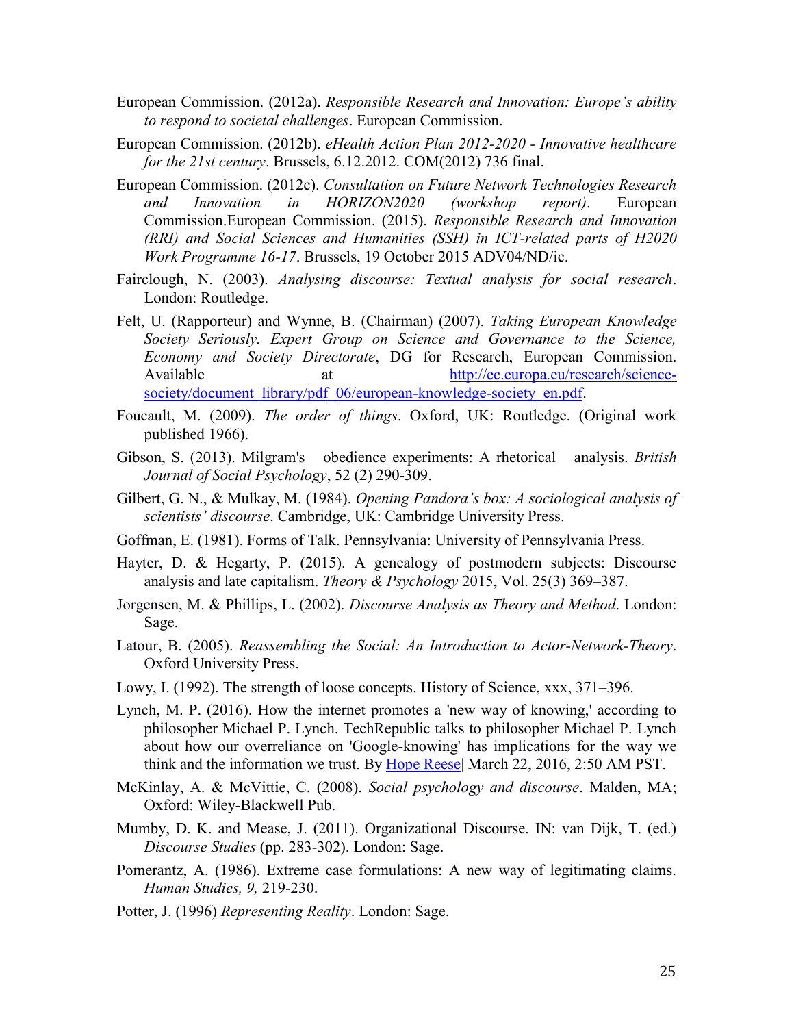European Commission. (2012a). *Responsible Research and Innovation: Europe's ability to respond to societal challenges*. European Commission.

European Commission. (2012b). *eHealth Action Plan 2012-2020 - Innovative healthcare for the 21st century*. Brussels, 6.12.2012. COM(2012) 736 final.

European Commission. (2012c). *Consultation on Future Network Technologies Research and Innovation in HORIZON2020 (workshop report)*. European Commission.European Commission. (2015). *Responsible Research and Innovation (RRI) and Social Sciences and Humanities (SSH) in ICT-related parts of H2020 Work Programme 16-17*. Brussels, 19 October 2015 ADV04/ND/ic.

Fairclough, N. (2003). *Analysing discourse: Textual analysis for social research*. London: Routledge.

Felt, U. (Rapporteur) and Wynne, B. (Chairman) (2007). *Taking European Knowledge Society Seriously. Expert Group on Science and Governance to the Science, Economy and Society Directorate*, DG for Research, European Commission. Available at http://ec.europa.eu/research/science-society/document_library/pdf_06/european-knowledge-society_en.pdf.

Foucault, M. (2009). *The order of things*. Oxford, UK: Routledge. (Original work published 1966).

Gibson, S. (2013). Milgram's obedience experiments: A rhetorical analysis. *British Journal of Social Psychology*, 52 (2) 290-309.

Gilbert, G. N., & Mulkay, M. (1984). *Opening Pandora's box: A sociological analysis of scientists' discourse*. Cambridge, UK: Cambridge University Press.

Goffman, E. (1981). Forms of Talk. Pennsylvania: University of Pennsylvania Press.

Hayter, D. & Hegarty, P. (2015). A genealogy of postmodern subjects: Discourse analysis and late capitalism. *Theory & Psychology* 2015, Vol. 25(3) 369–387.

Jorgensen, M. & Phillips, L. (2002). *Discourse Analysis as Theory and Method*. London: Sage.

Latour, B. (2005). *Reassembling the Social: An Introduction to Actor-Network-Theory*. Oxford University Press.

Lowy, I. (1992). The strength of loose concepts. History of Science, xxx, 371–396.

Lynch, M. P. (2016). How the internet promotes a 'new way of knowing,' according to philosopher Michael P. Lynch. TechRepublic talks to philosopher Michael P. Lynch about how our overreliance on 'Google-knowing' has implications for the way we think and the information we trust. By Hope Reese| March 22, 2016, 2:50 AM PST.

McKinlay, A. & McVittie, C. (2008). *Social psychology and discourse*. Malden, MA; Oxford: Wiley-Blackwell Pub.

Mumby, D. K. and Mease, J. (2011). Organizational Discourse. IN: van Dijk, T. (ed.) *Discourse Studies* (pp. 283-302). London: Sage.

Pomerantz, A. (1986). Extreme case formulations: A new way of legitimating claims. *Human Studies, 9,* 219-230.

Potter, J. (1996) *Representing Reality*. London: Sage.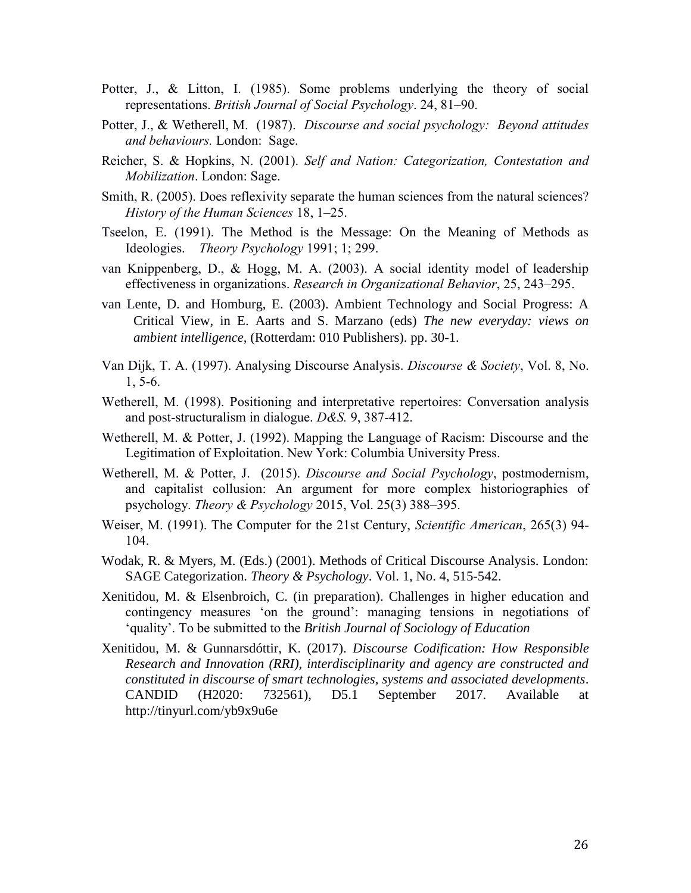Potter, J., & Litton, I. (1985). Some problems underlying the theory of social representations. *British Journal of Social Psychology*. 24, 81–90.

Potter, J., & Wetherell, M. (1987). *Discourse and social psychology: Beyond attitudes and behaviours.* London: Sage.

Reicher, S. & Hopkins, N. (2001). *Self and Nation: Categorization, Contestation and Mobilization*. London: Sage.

Smith, R. (2005). Does reflexivity separate the human sciences from the natural sciences? *History of the Human Sciences* 18, 1–25.

Tseelon, E. (1991). The Method is the Message: On the Meaning of Methods as Ideologies. *Theory Psychology* 1991; 1; 299.

van Knippenberg, D., & Hogg, M. A. (2003). A social identity model of leadership effectiveness in organizations. *Research in Organizational Behavior*, 25, 243–295.

van Lente, D. and Homburg, E. (2003). Ambient Technology and Social Progress: A Critical View, in E. Aarts and S. Marzano (eds) *The new everyday: views on ambient intelligence*, (Rotterdam: 010 Publishers). pp. 30-1.

Van Dijk, T. A. (1997). Analysing Discourse Analysis. *Discourse & Society*, Vol. 8, No. 1, 5-6.

Wetherell, M. (1998). Positioning and interpretative repertoires: Conversation analysis and post-structuralism in dialogue. *D&S.* 9, 387-412.

Wetherell, M. & Potter, J. (1992). Mapping the Language of Racism: Discourse and the Legitimation of Exploitation. New York: Columbia University Press.

Wetherell, M. & Potter, J. (2015). *Discourse and Social Psychology*, postmodernism, and capitalist collusion: An argument for more complex historiographies of psychology. *Theory & Psychology* 2015, Vol. 25(3) 388–395.

Weiser, M. (1991). The Computer for the 21st Century, *Scientific American*, 265(3) 94-104.

Wodak, R. & Myers, M. (Eds.) (2001). Methods of Critical Discourse Analysis. London: SAGE Categorization. *Theory & Psychology*. Vol. 1, No. 4, 515-542.

Xenitidou, M. & Elsenbroich, C. (in preparation). Challenges in higher education and contingency measures 'on the ground': managing tensions in negotiations of 'quality'. To be submitted to the *British Journal of Sociology of Education*

Xenitidou, M. & Gunnarsdóttir, K. (2017). *Discourse Codification: How Responsible Research and Innovation (RRI), interdisciplinarity and agency are constructed and constituted in discourse of smart technologies, systems and associated developments*. CANDID (H2020: 732561), D5.1 September 2017. Available at http://tinyurl.com/yb9x9u6e